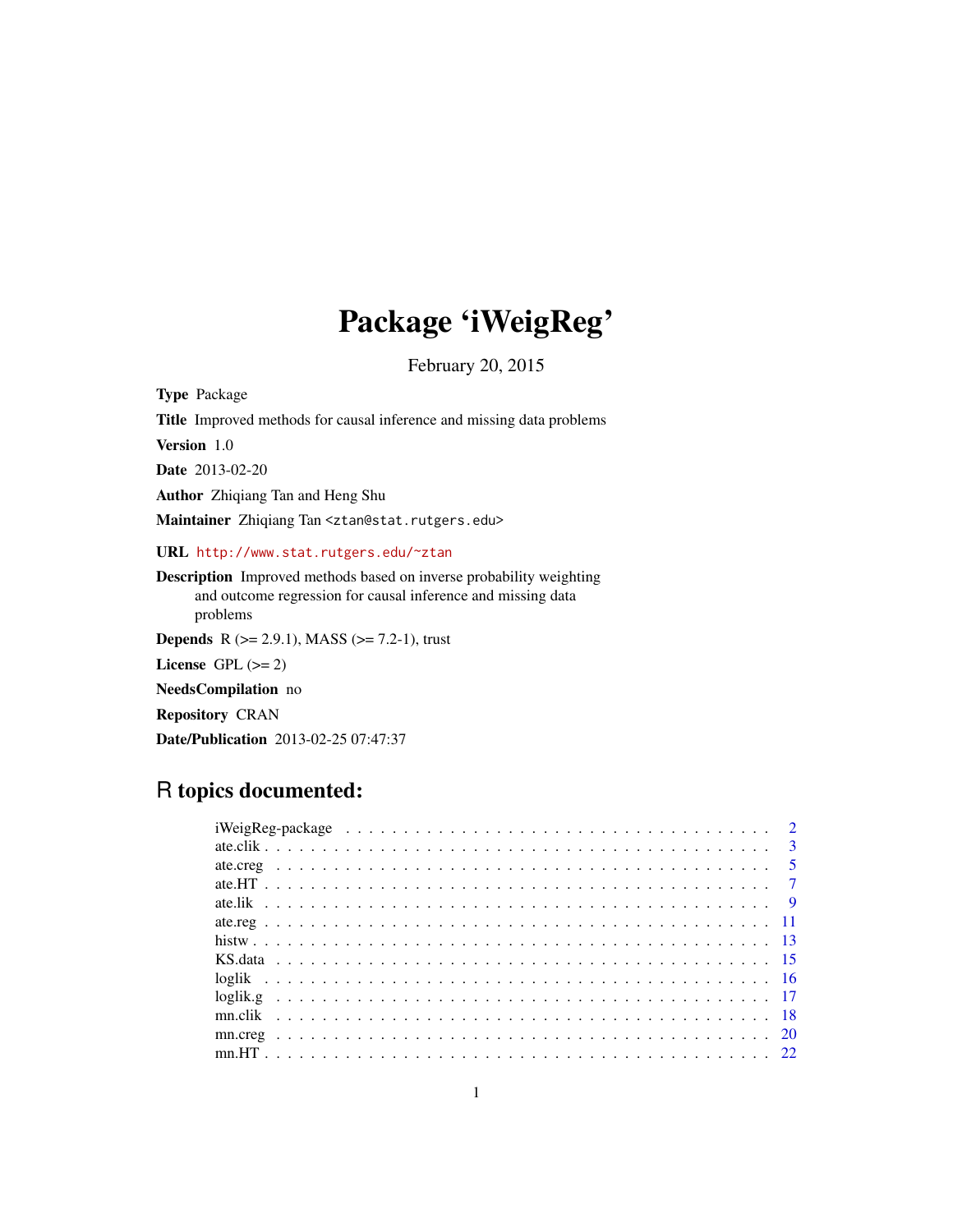# Package 'iWeigReg'

February 20, 2015

**Type** Package

**Title** Improved methods for causal inference and missing data problems

**Version** 1.0

**Date** 2013-02-20

**Author** Zhiqiang Tan and Heng Shu

**Maintainer** Zhiqiang Tan <ztan@stat.rutgers.edu>

**URL** http://www.stat.rutgers.edu/~ztan

**Description** Improved methods based on inverse probability weighting and outcome regression for causal inference and missing data problems

**Depends** R (>= 2.9.1), MASS (>= 7.2-1), trust

**License** GPL (>= 2)

**NeedsCompilation** no

**Repository** CRAN

**Date/Publication** 2013-02-25 07:47:37

## R topics documented:

| | |
|---|---|
| iWeigReg-package | 2 |
| ate.clik | 3 |
| ate.creg | 5 |
| ate.HT | 7 |
| ate.lik | 9 |
| ate.reg | 11 |
| histw | 13 |
| KS.data | 15 |
| loglik | 16 |
| loglik.g | 17 |
| mn.clik | 18 |
| mn.creg | 20 |
| mn.HT | 22 |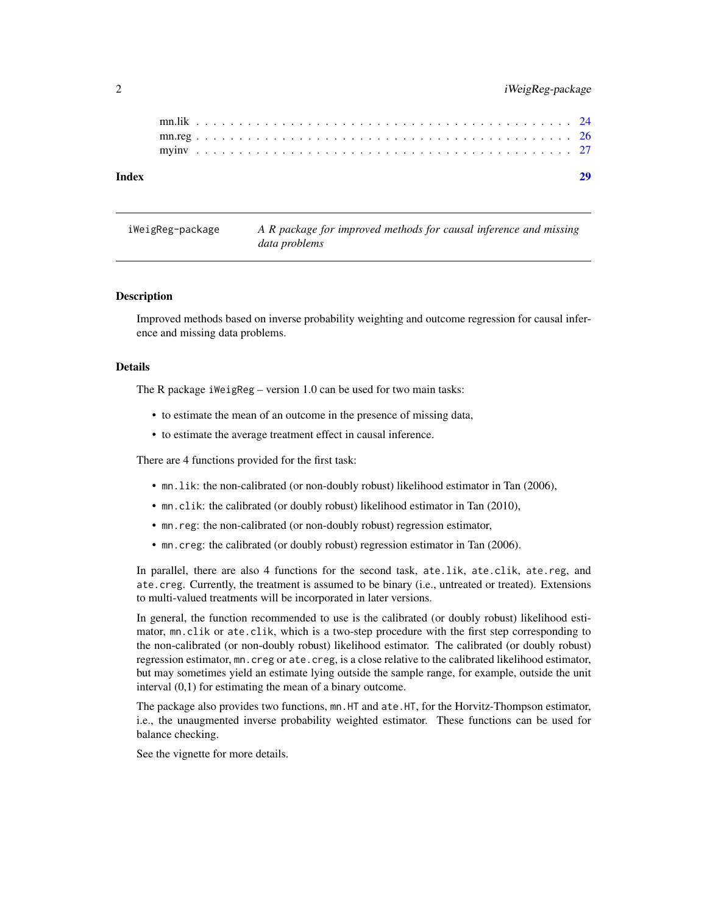mn.lik . . . . . . . . . . . . . . . . . . . . . . . . . . . . . . . . . . . . . . . . 24
mn.reg . . . . . . . . . . . . . . . . . . . . . . . . . . . . . . . . . . . . . . . . 26
myinv . . . . . . . . . . . . . . . . . . . . . . . . . . . . . . . . . . . . . . . . 27

**Index** 29

---

iWeigReg-package &nbsp;&nbsp;&nbsp; *A R package for improved methods for causal inference and missing data problems*

---

### Description

Improved methods based on inverse probability weighting and outcome regression for causal inference and missing data problems.

### Details

The R package `iWeigReg` – version 1.0 can be used for two main tasks:

- to estimate the mean of an outcome in the presence of missing data,
- to estimate the average treatment effect in causal inference.

There are 4 functions provided for the first task:

- `mn.lik`: the non-calibrated (or non-doubly robust) likelihood estimator in Tan (2006),
- `mn.clik`: the calibrated (or doubly robust) likelihood estimator in Tan (2010),
- `mn.reg`: the non-calibrated (or non-doubly robust) regression estimator,
- `mn.creg`: the calibrated (or doubly robust) regression estimator in Tan (2006).

In parallel, there are also 4 functions for the second task, `ate.lik`, `ate.clik`, `ate.reg`, and `ate.creg`. Currently, the treatment is assumed to be binary (i.e., untreated or treated). Extensions to multi-valued treatments will be incorporated in later versions.

In general, the function recommended to use is the calibrated (or doubly robust) likelihood estimator, `mn.clik` or `ate.clik`, which is a two-step procedure with the first step corresponding to the non-calibrated (or non-doubly robust) likelihood estimator. The calibrated (or doubly robust) regression estimator, `mn.creg` or `ate.creg`, is a close relative to the calibrated likelihood estimator, but may sometimes yield an estimate lying outside the sample range, for example, outside the unit interval (0,1) for estimating the mean of a binary outcome.

The package also provides two functions, `mn.HT` and `ate.HT`, for the Horvitz-Thompson estimator, i.e., the unaugmented inverse probability weighted estimator. These functions can be used for balance checking.

See the vignette for more details.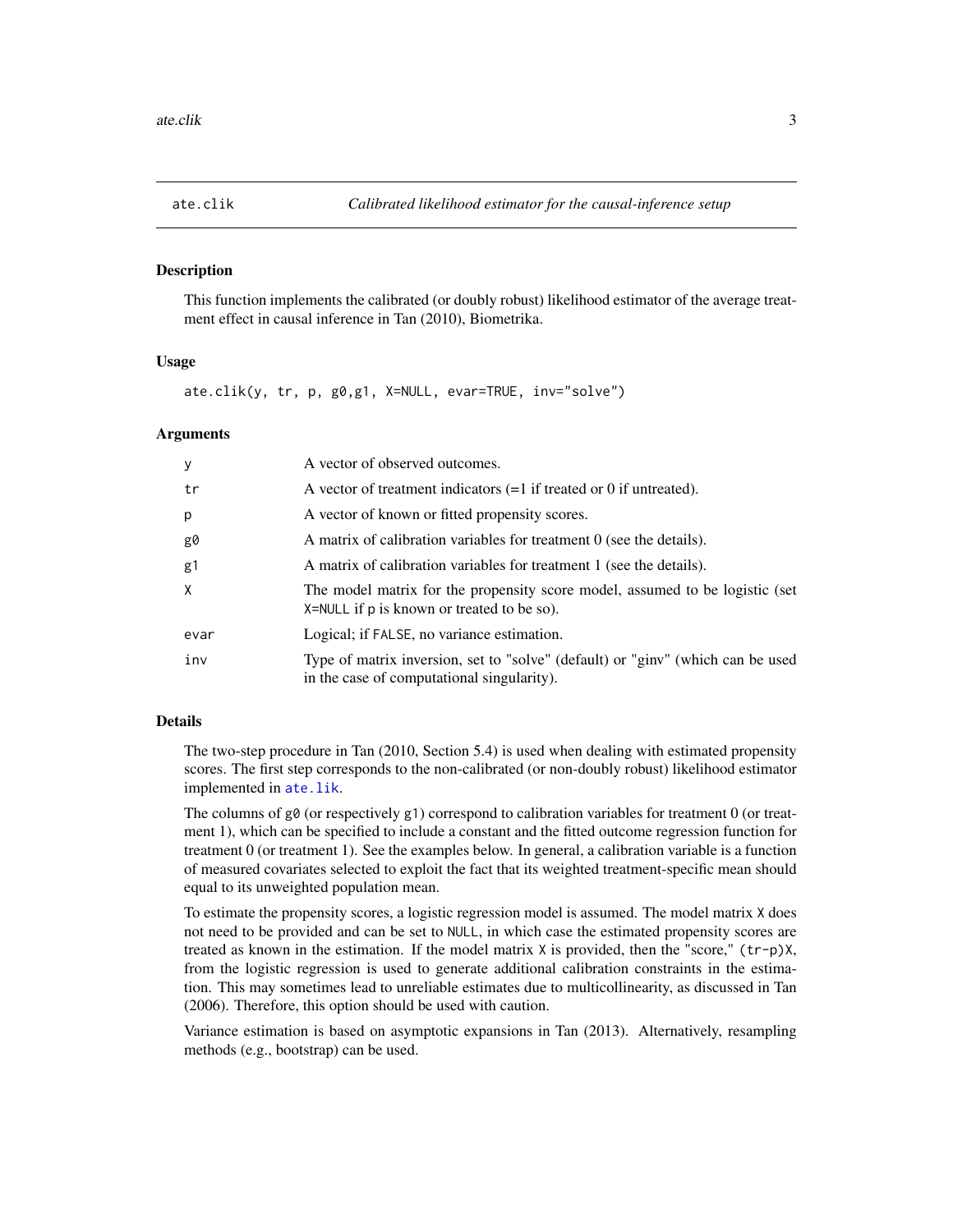# ate.clik — *Calibrated likelihood estimator for the causal-inference setup*

## Description

This function implements the calibrated (or doubly robust) likelihood estimator of the average treatment effect in causal inference in Tan (2010), Biometrika.

## Usage

```
ate.clik(y, tr, p, g0,g1, X=NULL, evar=TRUE, inv="solve")
```

## Arguments

| Argument | Description |
|---|---|
| `y` | A vector of observed outcomes. |
| `tr` | A vector of treatment indicators (=1 if treated or 0 if untreated). |
| `p` | A vector of known or fitted propensity scores. |
| `g0` | A matrix of calibration variables for treatment 0 (see the details). |
| `g1` | A matrix of calibration variables for treatment 1 (see the details). |
| `X` | The model matrix for the propensity score model, assumed to be logistic (set `X=NULL` if `p` is known or treated to be so). |
| `evar` | Logical; if `FALSE`, no variance estimation. |
| `inv` | Type of matrix inversion, set to "solve" (default) or "ginv" (which can be used in the case of computational singularity). |

## Details

The two-step procedure in Tan (2010, Section 5.4) is used when dealing with estimated propensity scores. The first step corresponds to the non-calibrated (or non-doubly robust) likelihood estimator implemented in `ate.lik`.

The columns of `g0` (or respectively `g1`) correspond to calibration variables for treatment 0 (or treatment 1), which can be specified to include a constant and the fitted outcome regression function for treatment 0 (or treatment 1). See the examples below. In general, a calibration variable is a function of measured covariates selected to exploit the fact that its weighted treatment-specific mean should equal to its unweighted population mean.

To estimate the propensity scores, a logistic regression model is assumed. The model matrix `X` does not need to be provided and can be set to `NULL`, in which case the estimated propensity scores are treated as known in the estimation. If the model matrix `X` is provided, then the "score," `(tr-p)X`, from the logistic regression is used to generate additional calibration constraints in the estimation. This may sometimes lead to unreliable estimates due to multicollinearity, as discussed in Tan (2006). Therefore, this option should be used with caution.

Variance estimation is based on asymptotic expansions in Tan (2013). Alternatively, resampling methods (e.g., bootstrap) can be used.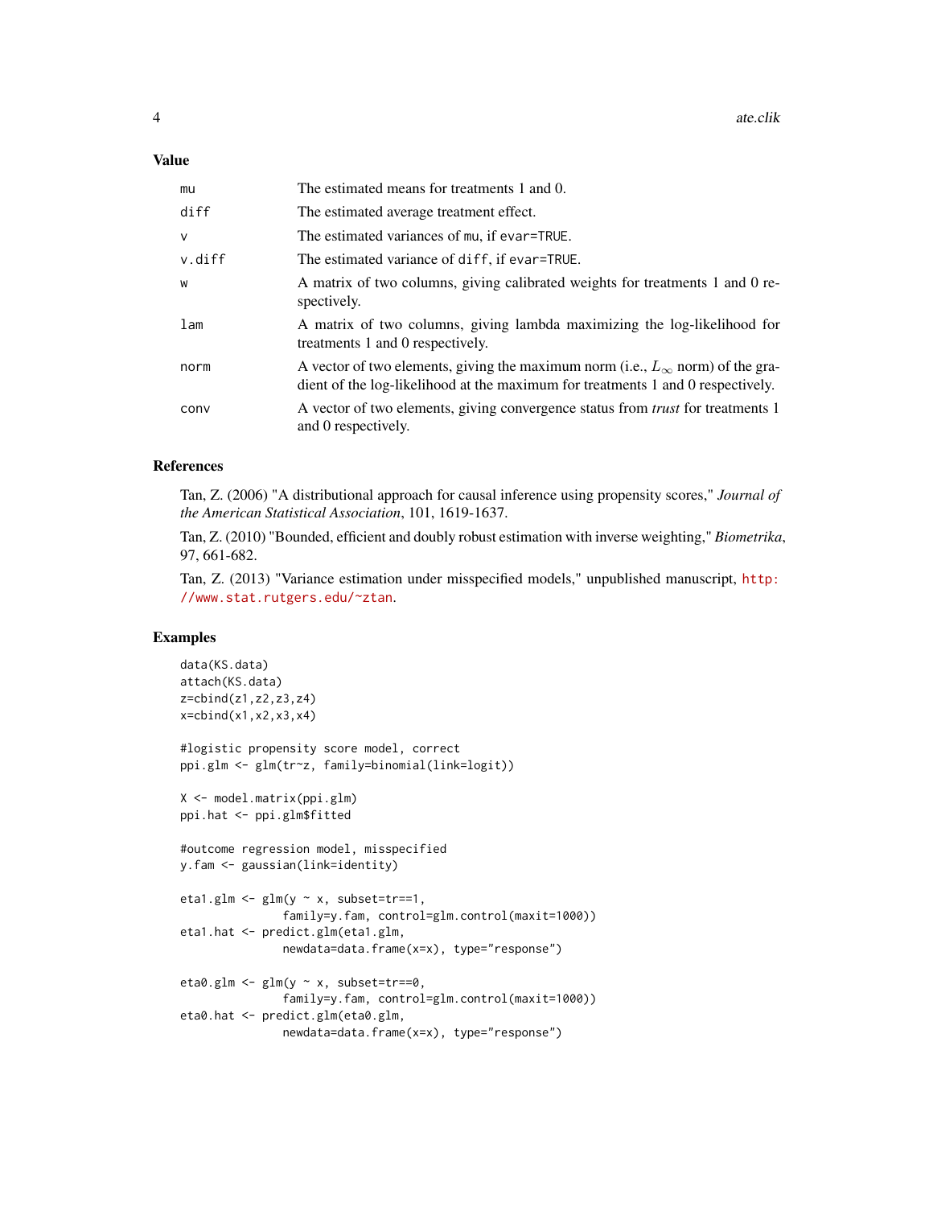## Value

| | |
|---|---|
| `mu` | The estimated means for treatments 1 and 0. |
| `diff` | The estimated average treatment effect. |
| `v` | The estimated variances of `mu`, if `evar=TRUE`. |
| `v.diff` | The estimated variance of `diff`, if `evar=TRUE`. |
| `w` | A matrix of two columns, giving calibrated weights for treatments 1 and 0 respectively. |
| `lam` | A matrix of two columns, giving lambda maximizing the log-likelihood for treatments 1 and 0 respectively. |
| `norm` | A vector of two elements, giving the maximum norm (i.e., $L_\infty$ norm) of the gradient of the log-likelihood at the maximum for treatments 1 and 0 respectively. |
| `conv` | A vector of two elements, giving convergence status from *trust* for treatments 1 and 0 respectively. |

## References

Tan, Z. (2006) "A distributional approach for causal inference using propensity scores," *Journal of the American Statistical Association*, 101, 1619-1637.

Tan, Z. (2010) "Bounded, efficient and doubly robust estimation with inverse weighting," *Biometrika*, 97, 661-682.

Tan, Z. (2013) "Variance estimation under misspecified models," unpublished manuscript, http://www.stat.rutgers.edu/~ztan.

## Examples

```
data(KS.data)
attach(KS.data)
z=cbind(z1,z2,z3,z4)
x=cbind(x1,x2,x3,x4)

#logistic propensity score model, correct
ppi.glm <- glm(tr~z, family=binomial(link=logit))

X <- model.matrix(ppi.glm)
ppi.hat <- ppi.glm$fitted

#outcome regression model, misspecified
y.fam <- gaussian(link=identity)

eta1.glm <- glm(y ~ x, subset=tr==1,
                family=y.fam, control=glm.control(maxit=1000))
eta1.hat <- predict.glm(eta1.glm,
                newdata=data.frame(x=x), type="response")

eta0.glm <- glm(y ~ x, subset=tr==0,
                family=y.fam, control=glm.control(maxit=1000))
eta0.hat <- predict.glm(eta0.glm,
                newdata=data.frame(x=x), type="response")
```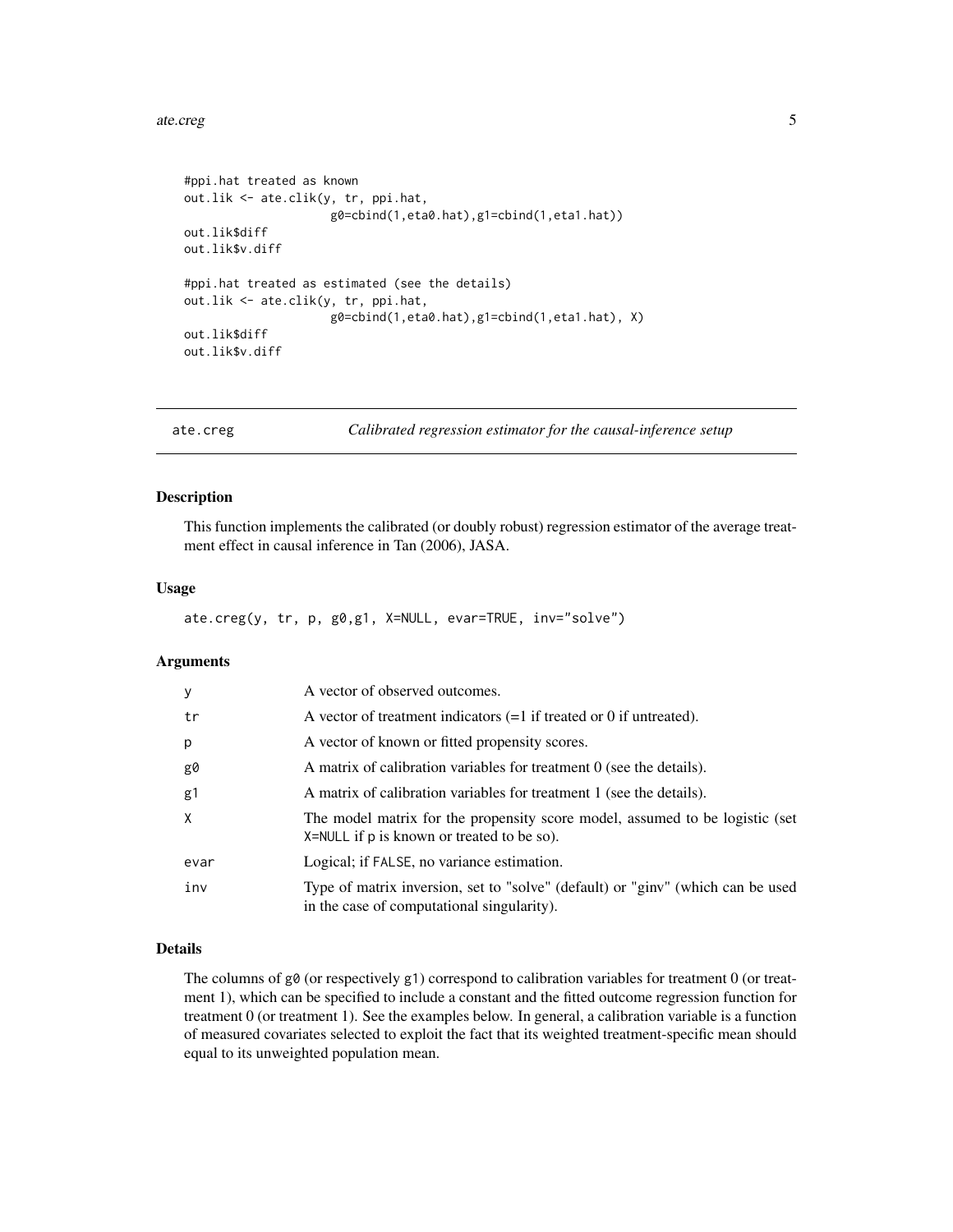```
#ppi.hat treated as known
out.lik <- ate.clik(y, tr, ppi.hat,
                    g0=cbind(1,eta0.hat),g1=cbind(1,eta1.hat))
out.lik$diff
out.lik$v.diff

#ppi.hat treated as estimated (see the details)
out.lik <- ate.clik(y, tr, ppi.hat,
                    g0=cbind(1,eta0.hat),g1=cbind(1,eta1.hat), X)
out.lik$diff
out.lik$v.diff
```

---

## ate.creg — *Calibrated regression estimator for the causal-inference setup*

### Description

This function implements the calibrated (or doubly robust) regression estimator of the average treatment effect in causal inference in Tan (2006), JASA.

### Usage

```
ate.creg(y, tr, p, g0,g1, X=NULL, evar=TRUE, inv="solve")
```

### Arguments

| | |
|---|---|
| `y` | A vector of observed outcomes. |
| `tr` | A vector of treatment indicators (=1 if treated or 0 if untreated). |
| `p` | A vector of known or fitted propensity scores. |
| `g0` | A matrix of calibration variables for treatment 0 (see the details). |
| `g1` | A matrix of calibration variables for treatment 1 (see the details). |
| `X` | The model matrix for the propensity score model, assumed to be logistic (set `X=NULL` if `p` is known or treated to be so). |
| `evar` | Logical; if `FALSE`, no variance estimation. |
| `inv` | Type of matrix inversion, set to "solve" (default) or "ginv" (which can be used in the case of computational singularity). |

### Details

The columns of `g0` (or respectively `g1`) correspond to calibration variables for treatment 0 (or treatment 1), which can be specified to include a constant and the fitted outcome regression function for treatment 0 (or treatment 1). See the examples below. In general, a calibration variable is a function of measured covariates selected to exploit the fact that its weighted treatment-specific mean should equal to its unweighted population mean.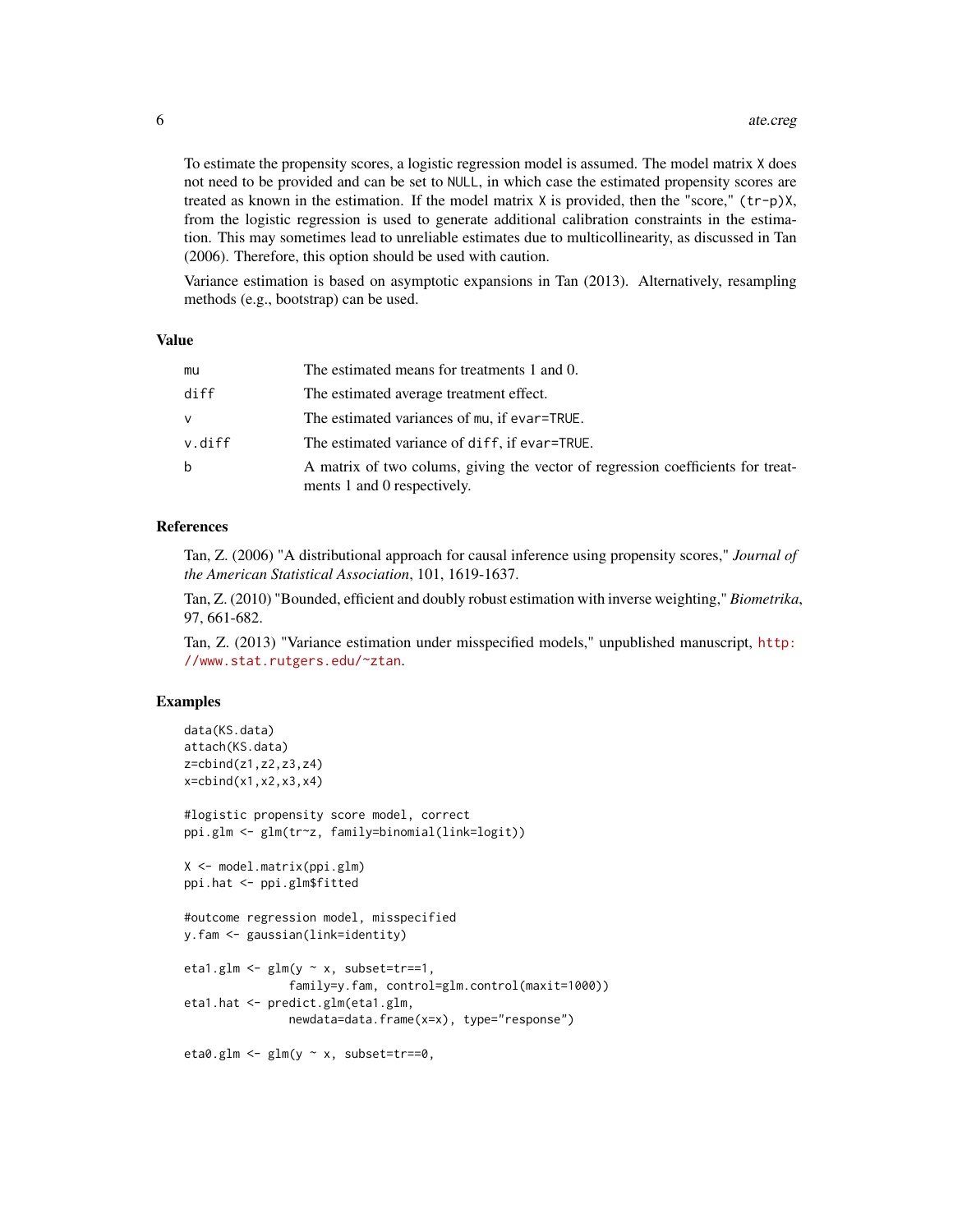To estimate the propensity scores, a logistic regression model is assumed. The model matrix `X` does not need to be provided and can be set to `NULL`, in which case the estimated propensity scores are treated as known in the estimation. If the model matrix `X` is provided, then the "score," `(tr-p)X`, from the logistic regression is used to generate additional calibration constraints in the estimation. This may sometimes lead to unreliable estimates due to multicollinearity, as discussed in Tan (2006). Therefore, this option should be used with caution.

Variance estimation is based on asymptotic expansions in Tan (2013). Alternatively, resampling methods (e.g., bootstrap) can be used.

## Value

| | |
|---|---|
| `mu` | The estimated means for treatments 1 and 0. |
| `diff` | The estimated average treatment effect. |
| `v` | The estimated variances of `mu`, if `evar=TRUE`. |
| `v.diff` | The estimated variance of `diff`, if `evar=TRUE`. |
| `b` | A matrix of two colums, giving the vector of regression coefficients for treatments 1 and 0 respectively. |

## References

Tan, Z. (2006) "A distributional approach for causal inference using propensity scores," *Journal of the American Statistical Association*, 101, 1619-1637.

Tan, Z. (2010) "Bounded, efficient and doubly robust estimation with inverse weighting," *Biometrika*, 97, 661-682.

Tan, Z. (2013) "Variance estimation under misspecified models," unpublished manuscript, http://www.stat.rutgers.edu/~ztan.

## Examples

```
data(KS.data)
attach(KS.data)
z=cbind(z1,z2,z3,z4)
x=cbind(x1,x2,x3,x4)

#logistic propensity score model, correct
ppi.glm <- glm(tr~z, family=binomial(link=logit))

X <- model.matrix(ppi.glm)
ppi.hat <- ppi.glm$fitted

#outcome regression model, misspecified
y.fam <- gaussian(link=identity)

eta1.glm <- glm(y ~ x, subset=tr==1,
                family=y.fam, control=glm.control(maxit=1000))
eta1.hat <- predict.glm(eta1.glm,
                newdata=data.frame(x=x), type="response")

eta0.glm <- glm(y ~ x, subset=tr==0,
```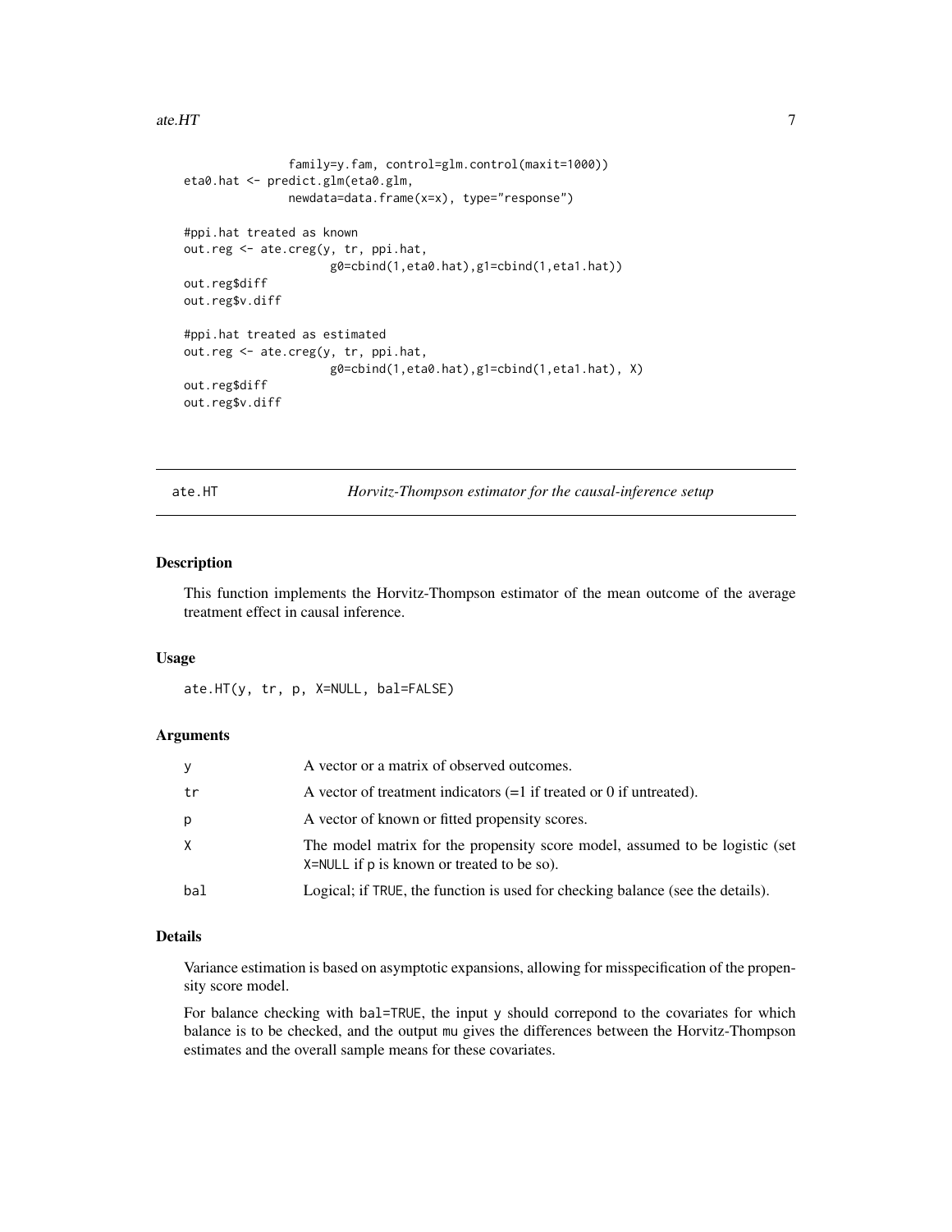```
               family=y.fam, control=glm.control(maxit=1000))
eta0.hat <- predict.glm(eta0.glm,
               newdata=data.frame(x=x), type="response")

#ppi.hat treated as known
out.reg <- ate.creg(y, tr, ppi.hat,
                    g0=cbind(1,eta0.hat),g1=cbind(1,eta1.hat))
out.reg$diff
out.reg$v.diff

#ppi.hat treated as estimated
out.reg <- ate.creg(y, tr, ppi.hat,
                    g0=cbind(1,eta0.hat),g1=cbind(1,eta1.hat), X)
out.reg$diff
out.reg$v.diff
```

## ate.HT — *Horvitz-Thompson estimator for the causal-inference setup*

### Description

This function implements the Horvitz-Thompson estimator of the mean outcome of the average treatment effect in causal inference.

### Usage

```
ate.HT(y, tr, p, X=NULL, bal=FALSE)
```

### Arguments

| | |
|---|---|
| `y` | A vector or a matrix of observed outcomes. |
| `tr` | A vector of treatment indicators (=1 if treated or 0 if untreated). |
| `p` | A vector of known or fitted propensity scores. |
| `X` | The model matrix for the propensity score model, assumed to be logistic (set `X=NULL` if `p` is known or treated to be so). |
| `bal` | Logical; if `TRUE`, the function is used for checking balance (see the details). |

### Details

Variance estimation is based on asymptotic expansions, allowing for misspecification of the propensity score model.

For balance checking with `bal=TRUE`, the input `y` should correpond to the covariates for which balance is to be checked, and the output `mu` gives the differences between the Horvitz-Thompson estimates and the overall sample means for these covariates.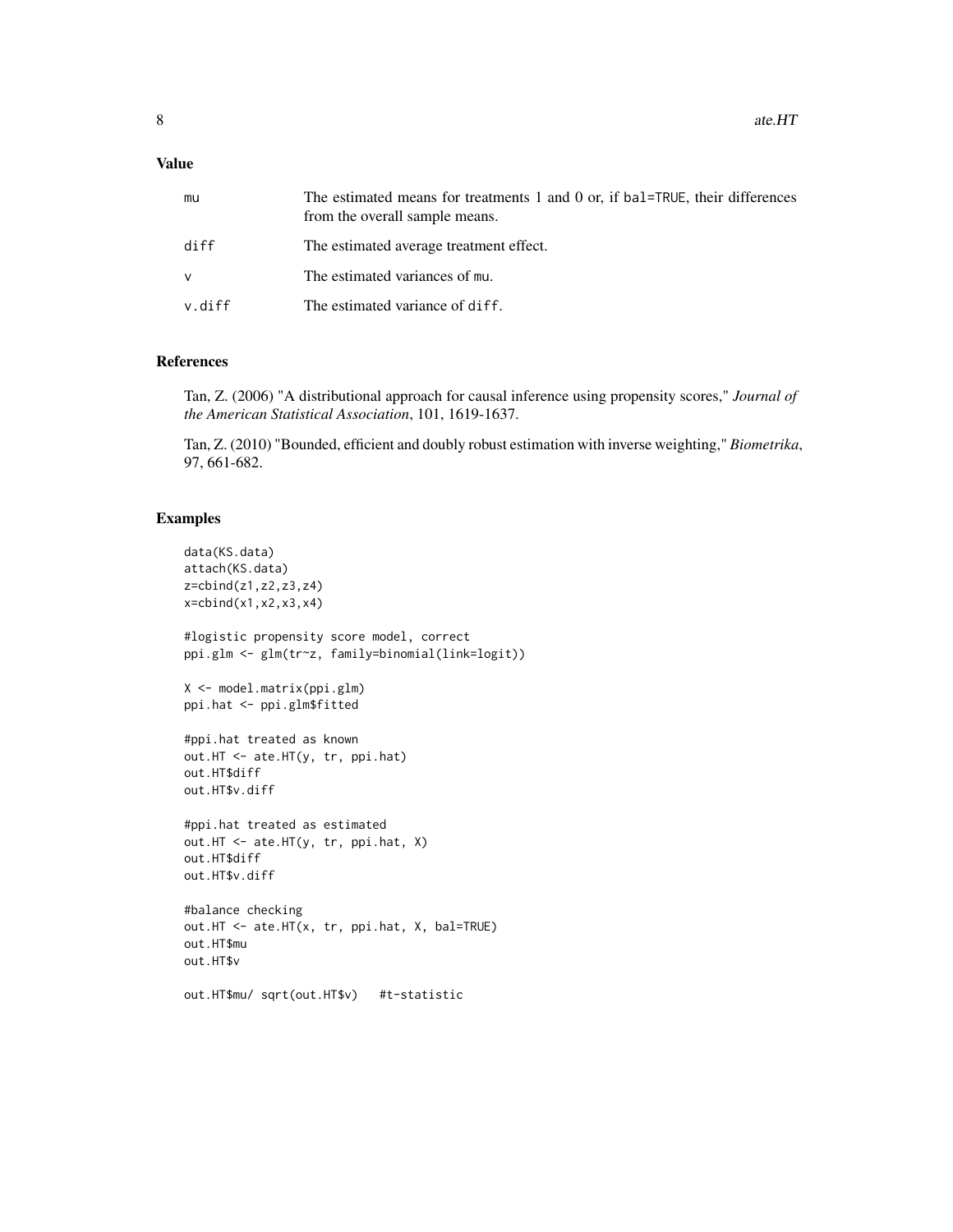## Value

| | |
|---|---|
| mu | The estimated means for treatments 1 and 0 or, if bal=TRUE, their differences from the overall sample means. |
| diff | The estimated average treatment effect. |
| v | The estimated variances of mu. |
| v.diff | The estimated variance of diff. |

## References

Tan, Z. (2006) "A distributional approach for causal inference using propensity scores," *Journal of the American Statistical Association*, 101, 1619-1637.

Tan, Z. (2010) "Bounded, efficient and doubly robust estimation with inverse weighting," *Biometrika*, 97, 661-682.

## Examples

```
data(KS.data)
attach(KS.data)
z=cbind(z1,z2,z3,z4)
x=cbind(x1,x2,x3,x4)

#logistic propensity score model, correct
ppi.glm <- glm(tr~z, family=binomial(link=logit))

X <- model.matrix(ppi.glm)
ppi.hat <- ppi.glm$fitted

#ppi.hat treated as known
out.HT <- ate.HT(y, tr, ppi.hat)
out.HT$diff
out.HT$v.diff

#ppi.hat treated as estimated
out.HT <- ate.HT(y, tr, ppi.hat, X)
out.HT$diff
out.HT$v.diff

#balance checking
out.HT <- ate.HT(x, tr, ppi.hat, X, bal=TRUE)
out.HT$mu
out.HT$v

out.HT$mu/ sqrt(out.HT$v)   #t-statistic
```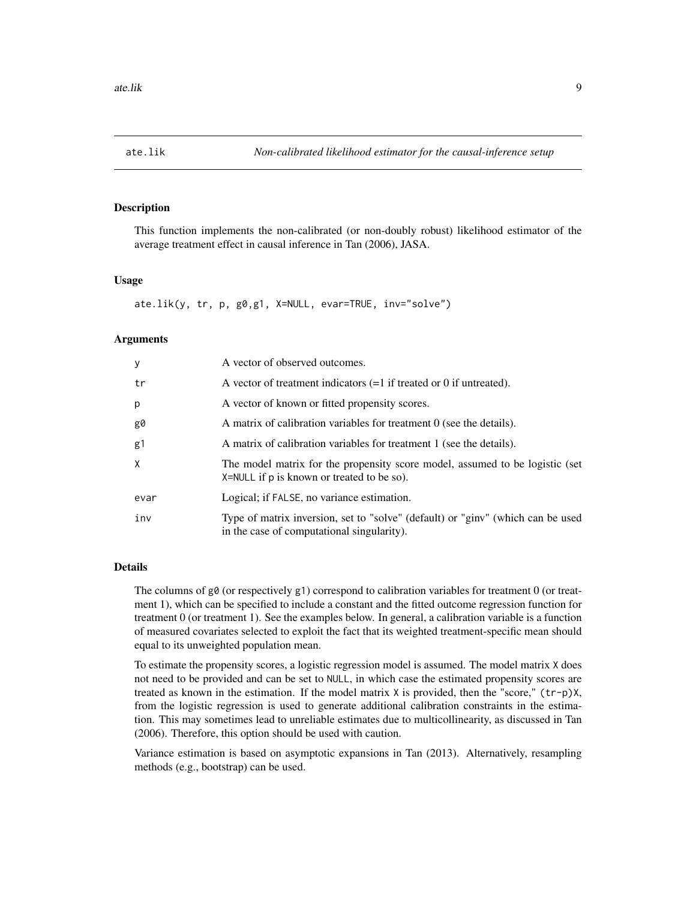## ate.lik — Non-calibrated likelihood estimator for the causal-inference setup

### Description

This function implements the non-calibrated (or non-doubly robust) likelihood estimator of the average treatment effect in causal inference in Tan (2006), JASA.

### Usage

```
ate.lik(y, tr, p, g0,g1, X=NULL, evar=TRUE, inv="solve")
```

### Arguments

| | |
|---|---|
| y | A vector of observed outcomes. |
| tr | A vector of treatment indicators (=1 if treated or 0 if untreated). |
| p | A vector of known or fitted propensity scores. |
| g0 | A matrix of calibration variables for treatment 0 (see the details). |
| g1 | A matrix of calibration variables for treatment 1 (see the details). |
| X | The model matrix for the propensity score model, assumed to be logistic (set X=NULL if p is known or treated to be so). |
| evar | Logical; if FALSE, no variance estimation. |
| inv | Type of matrix inversion, set to "solve" (default) or "ginv" (which can be used in the case of computational singularity). |

### Details

The columns of g0 (or respectively g1) correspond to calibration variables for treatment 0 (or treatment 1), which can be specified to include a constant and the fitted outcome regression function for treatment 0 (or treatment 1). See the examples below. In general, a calibration variable is a function of measured covariates selected to exploit the fact that its weighted treatment-specific mean should equal to its unweighted population mean.

To estimate the propensity scores, a logistic regression model is assumed. The model matrix X does not need to be provided and can be set to NULL, in which case the estimated propensity scores are treated as known in the estimation. If the model matrix X is provided, then the "score," (tr-p)X, from the logistic regression is used to generate additional calibration constraints in the estimation. This may sometimes lead to unreliable estimates due to multicollinearity, as discussed in Tan (2006). Therefore, this option should be used with caution.

Variance estimation is based on asymptotic expansions in Tan (2013). Alternatively, resampling methods (e.g., bootstrap) can be used.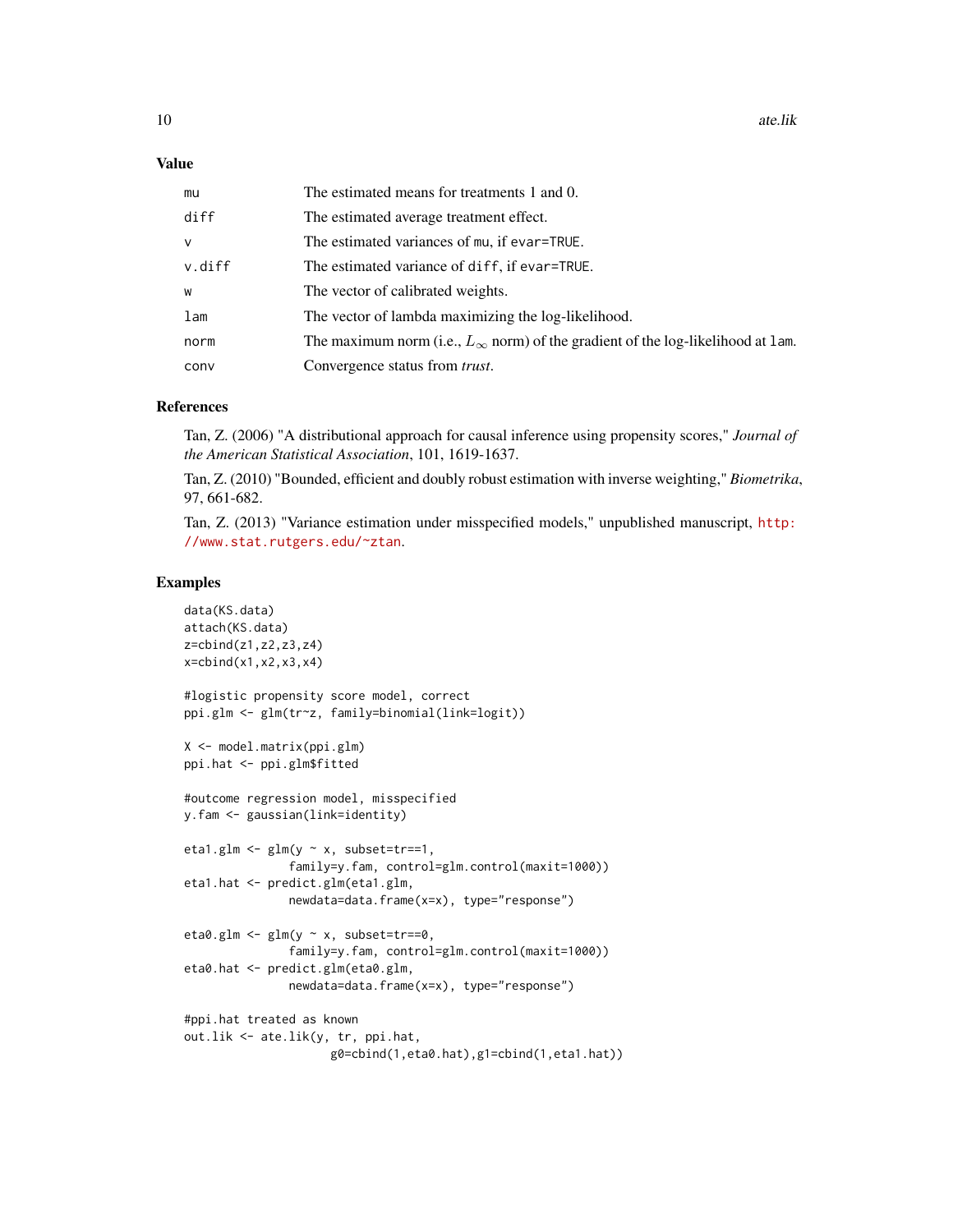## Value

| | |
|---|---|
| mu | The estimated means for treatments 1 and 0. |
| diff | The estimated average treatment effect. |
| v | The estimated variances of mu, if evar=TRUE. |
| v.diff | The estimated variance of diff, if evar=TRUE. |
| w | The vector of calibrated weights. |
| lam | The vector of lambda maximizing the log-likelihood. |
| norm | The maximum norm (i.e., $L_\infty$ norm) of the gradient of the log-likelihood at lam. |
| conv | Convergence status from *trust*. |

## References

Tan, Z. (2006) "A distributional approach for causal inference using propensity scores," *Journal of the American Statistical Association*, 101, 1619-1637.

Tan, Z. (2010) "Bounded, efficient and doubly robust estimation with inverse weighting," *Biometrika*, 97, 661-682.

Tan, Z. (2013) "Variance estimation under misspecified models," unpublished manuscript, http://www.stat.rutgers.edu/~ztan.

## Examples

```
data(KS.data)
attach(KS.data)
z=cbind(z1,z2,z3,z4)
x=cbind(x1,x2,x3,x4)

#logistic propensity score model, correct
ppi.glm <- glm(tr~z, family=binomial(link=logit))

X <- model.matrix(ppi.glm)
ppi.hat <- ppi.glm$fitted

#outcome regression model, misspecified
y.fam <- gaussian(link=identity)

eta1.glm <- glm(y ~ x, subset=tr==1,
               family=y.fam, control=glm.control(maxit=1000))
eta1.hat <- predict.glm(eta1.glm,
               newdata=data.frame(x=x), type="response")

eta0.glm <- glm(y ~ x, subset=tr==0,
               family=y.fam, control=glm.control(maxit=1000))
eta0.hat <- predict.glm(eta0.glm,
               newdata=data.frame(x=x), type="response")

#ppi.hat treated as known
out.lik <- ate.lik(y, tr, ppi.hat,
                    g0=cbind(1,eta0.hat),g1=cbind(1,eta1.hat))
```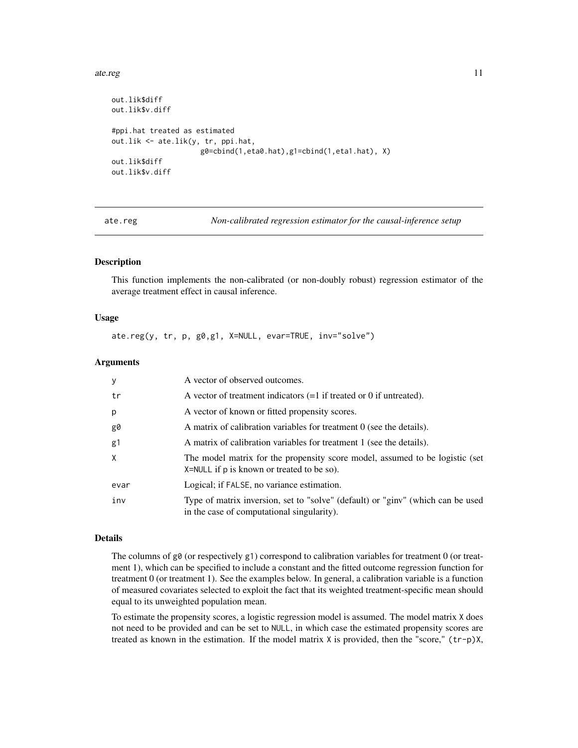```
out.lik$diff
out.lik$v.diff

#ppi.hat treated as estimated
out.lik <- ate.lik(y, tr, ppi.hat,
                   g0=cbind(1,eta0.hat),g1=cbind(1,eta1.hat), X)
out.lik$diff
out.lik$v.diff
```

---

## ate.reg — *Non-calibrated regression estimator for the causal-inference setup*

### Description

This function implements the non-calibrated (or non-doubly robust) regression estimator of the average treatment effect in causal inference.

### Usage

```
ate.reg(y, tr, p, g0,g1, X=NULL, evar=TRUE, inv="solve")
```

### Arguments

| | |
|---|---|
| y | A vector of observed outcomes. |
| tr | A vector of treatment indicators (=1 if treated or 0 if untreated). |
| p | A vector of known or fitted propensity scores. |
| g0 | A matrix of calibration variables for treatment 0 (see the details). |
| g1 | A matrix of calibration variables for treatment 1 (see the details). |
| X | The model matrix for the propensity score model, assumed to be logistic (set X=NULL if p is known or treated to be so). |
| evar | Logical; if FALSE, no variance estimation. |
| inv | Type of matrix inversion, set to "solve" (default) or "ginv" (which can be used in the case of computational singularity). |

### Details

The columns of g0 (or respectively g1) correspond to calibration variables for treatment 0 (or treatment 1), which can be specified to include a constant and the fitted outcome regression function for treatment 0 (or treatment 1). See the examples below. In general, a calibration variable is a function of measured covariates selected to exploit the fact that its weighted treatment-specific mean should equal to its unweighted population mean.

To estimate the propensity scores, a logistic regression model is assumed. The model matrix X does not need to be provided and can be set to NULL, in which case the estimated propensity scores are treated as known in the estimation. If the model matrix X is provided, then the "score," (tr-p)X,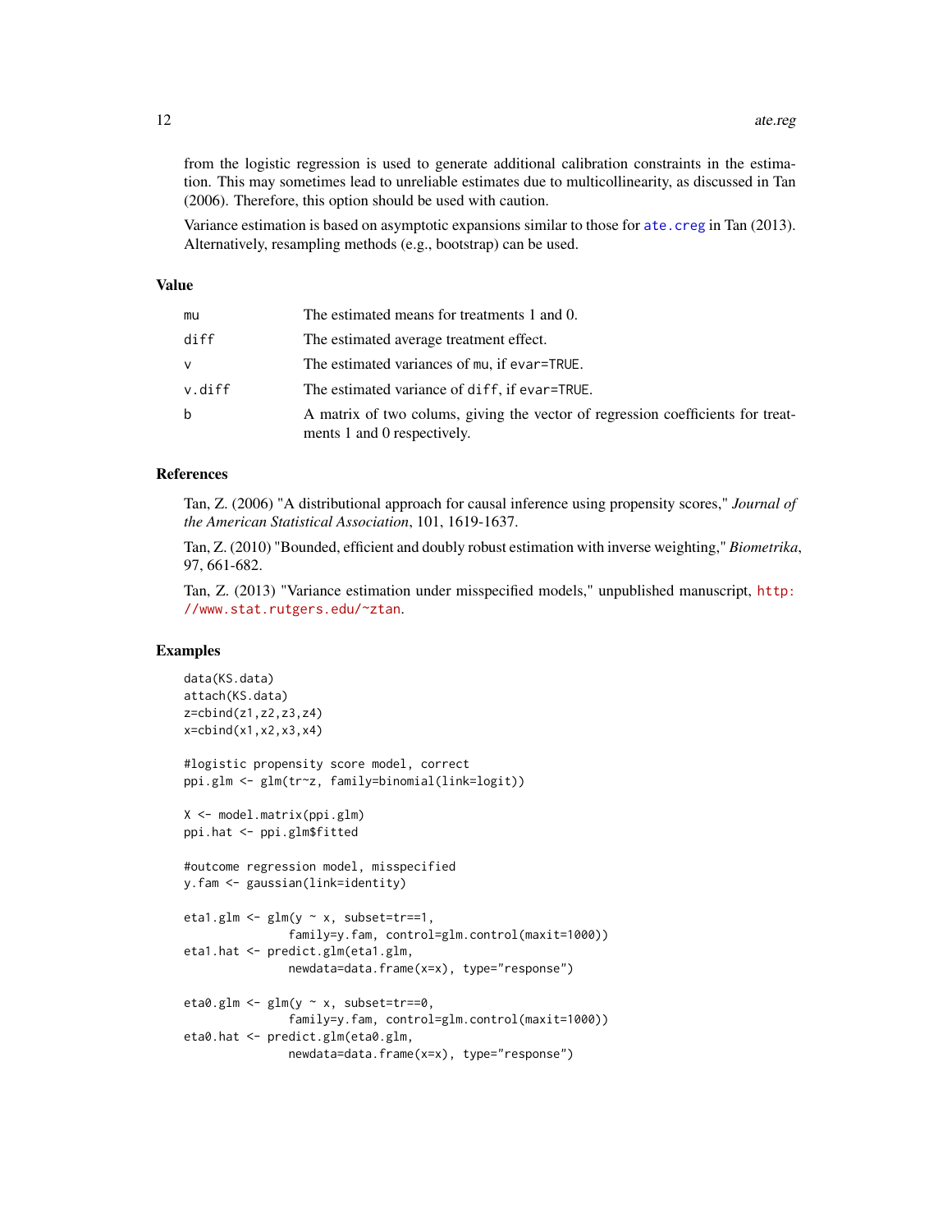from the logistic regression is used to generate additional calibration constraints in the estimation. This may sometimes lead to unreliable estimates due to multicollinearity, as discussed in Tan (2006). Therefore, this option should be used with caution.

Variance estimation is based on asymptotic expansions similar to those for `ate.creg` in Tan (2013). Alternatively, resampling methods (e.g., bootstrap) can be used.

## Value

| | |
|---|---|
| `mu` | The estimated means for treatments 1 and 0. |
| `diff` | The estimated average treatment effect. |
| `v` | The estimated variances of `mu`, if `evar=TRUE`. |
| `v.diff` | The estimated variance of `diff`, if `evar=TRUE`. |
| `b` | A matrix of two colums, giving the vector of regression coefficients for treatments 1 and 0 respectively. |

## References

Tan, Z. (2006) "A distributional approach for causal inference using propensity scores," *Journal of the American Statistical Association*, 101, 1619-1637.

Tan, Z. (2010) "Bounded, efficient and doubly robust estimation with inverse weighting," *Biometrika*, 97, 661-682.

Tan, Z. (2013) "Variance estimation under misspecified models," unpublished manuscript, http://www.stat.rutgers.edu/~ztan.

## Examples

```
data(KS.data)
attach(KS.data)
z=cbind(z1,z2,z3,z4)
x=cbind(x1,x2,x3,x4)

#logistic propensity score model, correct
ppi.glm <- glm(tr~z, family=binomial(link=logit))

X <- model.matrix(ppi.glm)
ppi.hat <- ppi.glm$fitted

#outcome regression model, misspecified
y.fam <- gaussian(link=identity)

eta1.glm <- glm(y ~ x, subset=tr==1,
               family=y.fam, control=glm.control(maxit=1000))
eta1.hat <- predict.glm(eta1.glm,
               newdata=data.frame(x=x), type="response")

eta0.glm <- glm(y ~ x, subset=tr==0,
               family=y.fam, control=glm.control(maxit=1000))
eta0.hat <- predict.glm(eta0.glm,
               newdata=data.frame(x=x), type="response")
```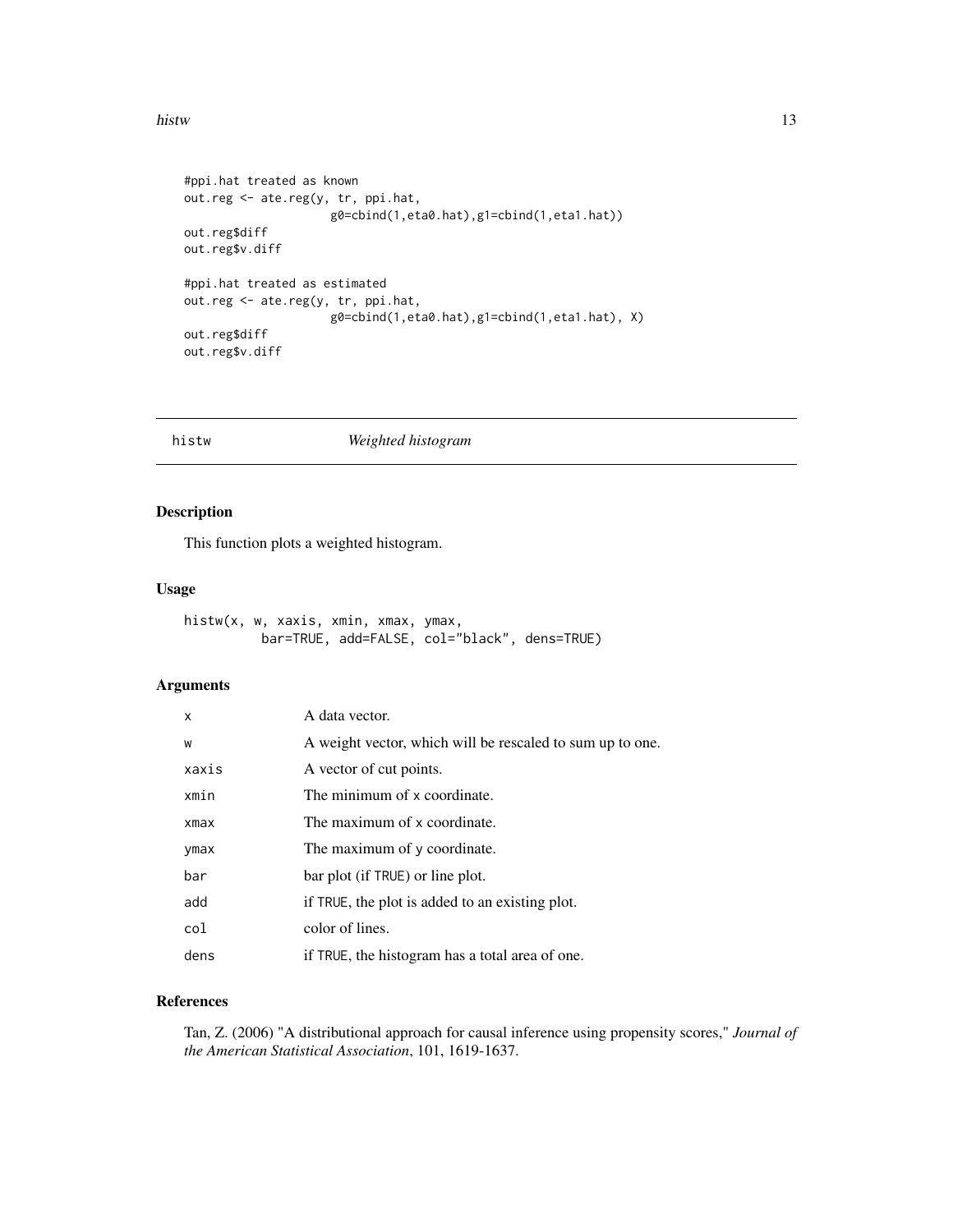```
#ppi.hat treated as known
out.reg <- ate.reg(y, tr, ppi.hat,
                   g0=cbind(1,eta0.hat),g1=cbind(1,eta1.hat))
out.reg$diff
out.reg$v.diff

#ppi.hat treated as estimated
out.reg <- ate.reg(y, tr, ppi.hat,
                   g0=cbind(1,eta0.hat),g1=cbind(1,eta1.hat), X)
out.reg$diff
out.reg$v.diff
```

## histw — *Weighted histogram*

### Description

This function plots a weighted histogram.

### Usage

```
histw(x, w, xaxis, xmin, xmax, ymax,
          bar=TRUE, add=FALSE, col="black", dens=TRUE)
```

### Arguments

| | |
|---|---|
| x | A data vector. |
| w | A weight vector, which will be rescaled to sum up to one. |
| xaxis | A vector of cut points. |
| xmin | The minimum of x coordinate. |
| xmax | The maximum of x coordinate. |
| ymax | The maximum of y coordinate. |
| bar | bar plot (if TRUE) or line plot. |
| add | if TRUE, the plot is added to an existing plot. |
| col | color of lines. |
| dens | if TRUE, the histogram has a total area of one. |

### References

Tan, Z. (2006) "A distributional approach for causal inference using propensity scores," *Journal of the American Statistical Association*, 101, 1619-1637.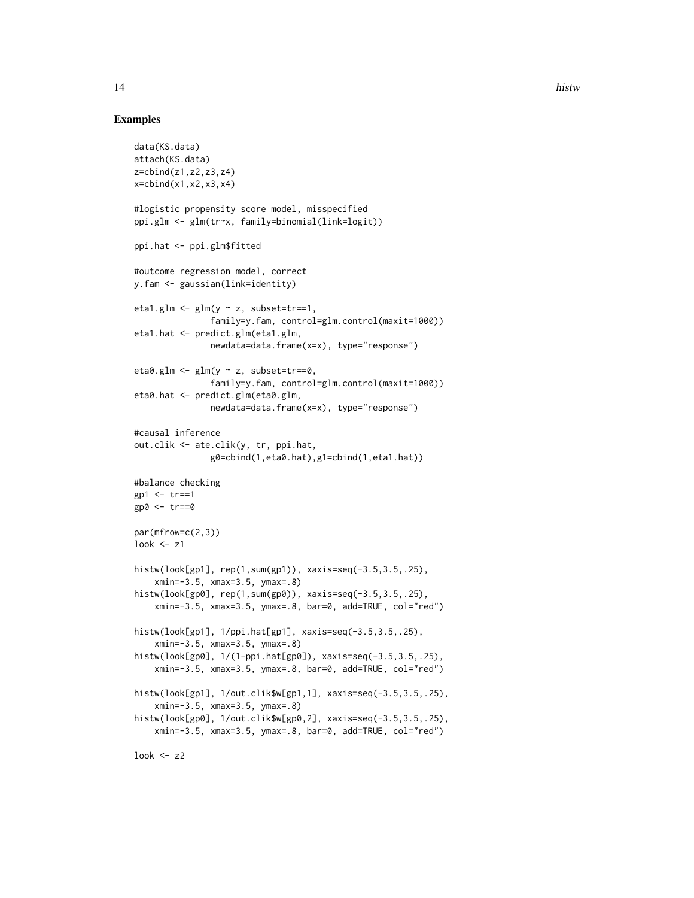## Examples

```
data(KS.data)
attach(KS.data)
z=cbind(z1,z2,z3,z4)
x=cbind(x1,x2,x3,x4)

#logistic propensity score model, misspecified
ppi.glm <- glm(tr~x, family=binomial(link=logit))

ppi.hat <- ppi.glm$fitted

#outcome regression model, correct
y.fam <- gaussian(link=identity)

eta1.glm <- glm(y ~ z, subset=tr==1,
                family=y.fam, control=glm.control(maxit=1000))
eta1.hat <- predict.glm(eta1.glm,
                newdata=data.frame(x=x), type="response")

eta0.glm <- glm(y ~ z, subset=tr==0,
                family=y.fam, control=glm.control(maxit=1000))
eta0.hat <- predict.glm(eta0.glm,
                newdata=data.frame(x=x), type="response")

#causal inference
out.clik <- ate.clik(y, tr, ppi.hat,
                g0=cbind(1,eta0.hat),g1=cbind(1,eta1.hat))

#balance checking
gp1 <- tr==1
gp0 <- tr==0

par(mfrow=c(2,3))
look <- z1

histw(look[gp1], rep(1,sum(gp1)), xaxis=seq(-3.5,3.5,.25),
    xmin=-3.5, xmax=3.5, ymax=.8)
histw(look[gp0], rep(1,sum(gp0)), xaxis=seq(-3.5,3.5,.25),
    xmin=-3.5, xmax=3.5, ymax=.8, bar=0, add=TRUE, col="red")

histw(look[gp1], 1/ppi.hat[gp1], xaxis=seq(-3.5,3.5,.25),
    xmin=-3.5, xmax=3.5, ymax=.8)
histw(look[gp0], 1/(1-ppi.hat[gp0]), xaxis=seq(-3.5,3.5,.25),
    xmin=-3.5, xmax=3.5, ymax=.8, bar=0, add=TRUE, col="red")

histw(look[gp1], 1/out.clik$w[gp1,1], xaxis=seq(-3.5,3.5,.25),
    xmin=-3.5, xmax=3.5, ymax=.8)
histw(look[gp0], 1/out.clik$w[gp0,2], xaxis=seq(-3.5,3.5,.25),
    xmin=-3.5, xmax=3.5, ymax=.8, bar=0, add=TRUE, col="red")

look <- z2
```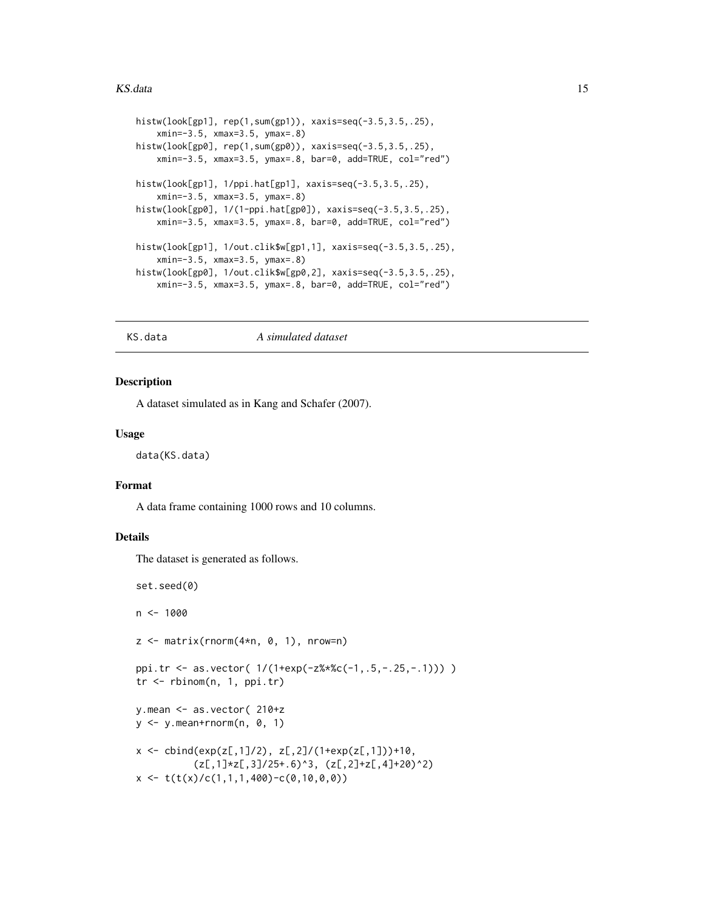```
histw(look[gp1], rep(1,sum(gp1)), xaxis=seq(-3.5,3.5,.25),
    xmin=-3.5, xmax=3.5, ymax=.8)
histw(look[gp0], rep(1,sum(gp0)), xaxis=seq(-3.5,3.5,.25),
    xmin=-3.5, xmax=3.5, ymax=.8, bar=0, add=TRUE, col="red")

histw(look[gp1], 1/ppi.hat[gp1], xaxis=seq(-3.5,3.5,.25),
    xmin=-3.5, xmax=3.5, ymax=.8)
histw(look[gp0], 1/(1-ppi.hat[gp0]), xaxis=seq(-3.5,3.5,.25),
    xmin=-3.5, xmax=3.5, ymax=.8, bar=0, add=TRUE, col="red")

histw(look[gp1], 1/out.clik$w[gp1,1], xaxis=seq(-3.5,3.5,.25),
    xmin=-3.5, xmax=3.5, ymax=.8)
histw(look[gp0], 1/out.clik$w[gp0,2], xaxis=seq(-3.5,3.5,.25),
    xmin=-3.5, xmax=3.5, ymax=.8, bar=0, add=TRUE, col="red")
```

## KS.data *A simulated dataset*

### Description

A dataset simulated as in Kang and Schafer (2007).

### Usage

```
data(KS.data)
```

### Format

A data frame containing 1000 rows and 10 columns.

### Details

The dataset is generated as follows.

```
set.seed(0)

n <- 1000

z <- matrix(rnorm(4*n, 0, 1), nrow=n)

ppi.tr <- as.vector( 1/(1+exp(-z%*%c(-1,.5,-.25,-.1))) )
tr <- rbinom(n, 1, ppi.tr)

y.mean <- as.vector( 210+z
y <- y.mean+rnorm(n, 0, 1)

x <- cbind(exp(z[,1]/2), z[,2]/(1+exp(z[,1]))+10,
        (z[,1]*z[,3]/25+.6)^3, (z[,2]+z[,4]+20)^2)
x <- t(t(x)/c(1,1,1,400)-c(0,10,0,0))
```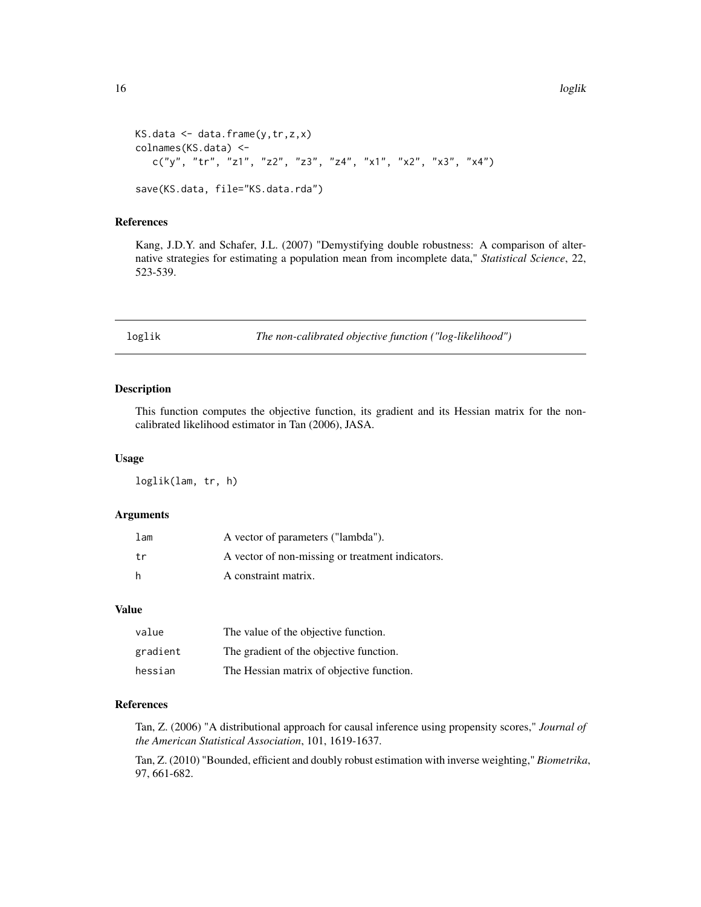```
KS.data <- data.frame(y,tr,z,x)
colnames(KS.data) <-
   c("y", "tr", "z1", "z2", "z3", "z4", "x1", "x2", "x3", "x4")

save(KS.data, file="KS.data.rda")
```

### References

Kang, J.D.Y. and Schafer, J.L. (2007) "Demystifying double robustness: A comparison of alternative strategies for estimating a population mean from incomplete data," *Statistical Science*, 22, 523-539.

---

## loglik — *The non-calibrated objective function ("log-likelihood")*

---

### Description

This function computes the objective function, its gradient and its Hessian matrix for the non-calibrated likelihood estimator in Tan (2006), JASA.

### Usage

```
loglik(lam, tr, h)
```

### Arguments

| | |
|---|---|
| lam | A vector of parameters ("lambda"). |
| tr | A vector of non-missing or treatment indicators. |
| h | A constraint matrix. |

### Value

| | |
|---|---|
| value | The value of the objective function. |
| gradient | The gradient of the objective function. |
| hessian | The Hessian matrix of objective function. |

### References

Tan, Z. (2006) "A distributional approach for causal inference using propensity scores," *Journal of the American Statistical Association*, 101, 1619-1637.

Tan, Z. (2010) "Bounded, efficient and doubly robust estimation with inverse weighting," *Biometrika*, 97, 661-682.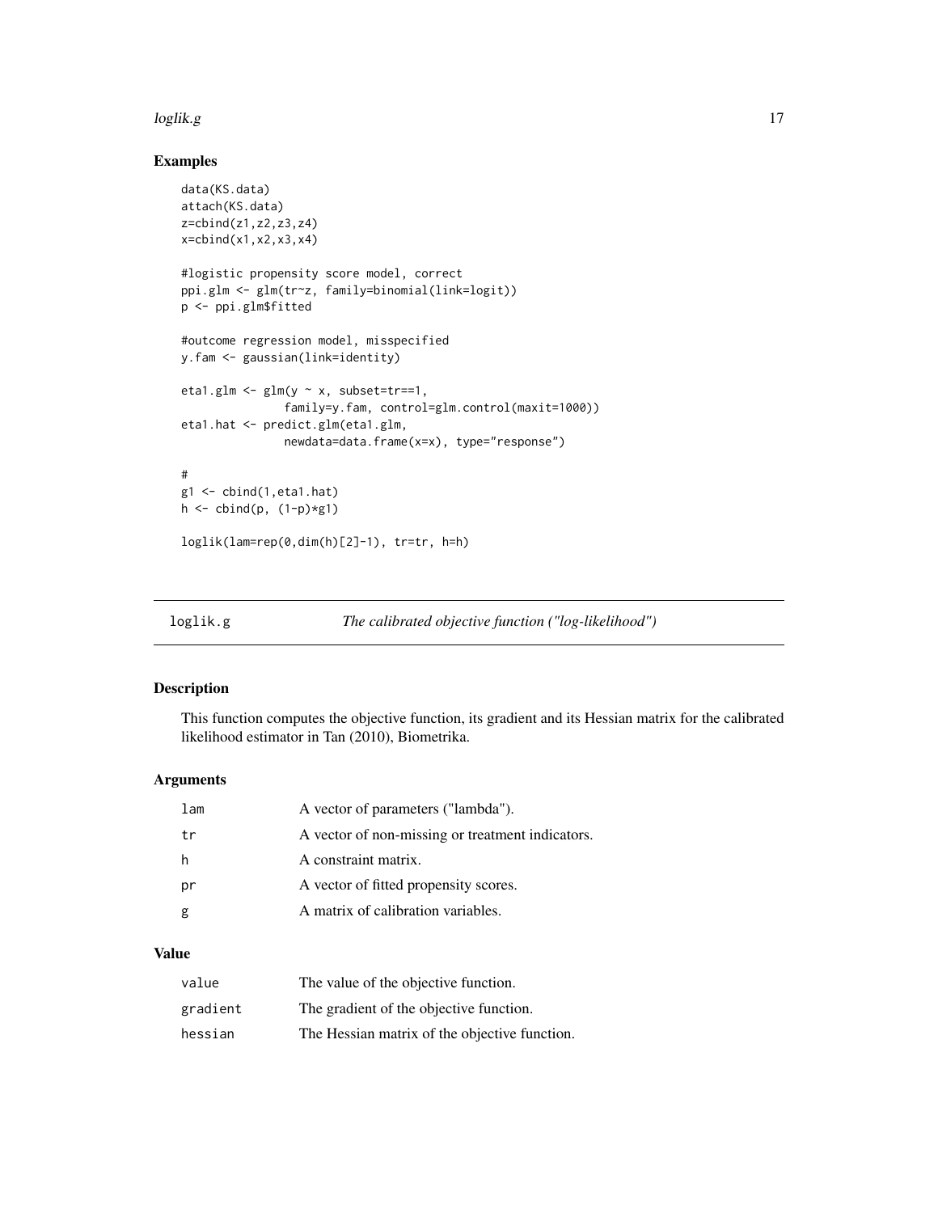### Examples

```
data(KS.data)
attach(KS.data)
z=cbind(z1,z2,z3,z4)
x=cbind(x1,x2,x3,x4)

#logistic propensity score model, correct
ppi.glm <- glm(tr~z, family=binomial(link=logit))
p <- ppi.glm$fitted

#outcome regression model, misspecified
y.fam <- gaussian(link=identity)

eta1.glm <- glm(y ~ x, subset=tr==1,
               family=y.fam, control=glm.control(maxit=1000))
eta1.hat <- predict.glm(eta1.glm,
               newdata=data.frame(x=x), type="response")

#
g1 <- cbind(1,eta1.hat)
h <- cbind(p, (1-p)*g1)

loglik(lam=rep(0,dim(h)[2]-1), tr=tr, h=h)
```

## loglik.g *The calibrated objective function ("log-likelihood")*

### Description

This function computes the objective function, its gradient and its Hessian matrix for the calibrated likelihood estimator in Tan (2010), Biometrika.

### Arguments

| | |
|---|---|
| `lam` | A vector of parameters ("lambda"). |
| `tr` | A vector of non-missing or treatment indicators. |
| `h` | A constraint matrix. |
| `pr` | A vector of fitted propensity scores. |
| `g` | A matrix of calibration variables. |

### Value

| | |
|---|---|
| `value` | The value of the objective function. |
| `gradient` | The gradient of the objective function. |
| `hessian` | The Hessian matrix of the objective function. |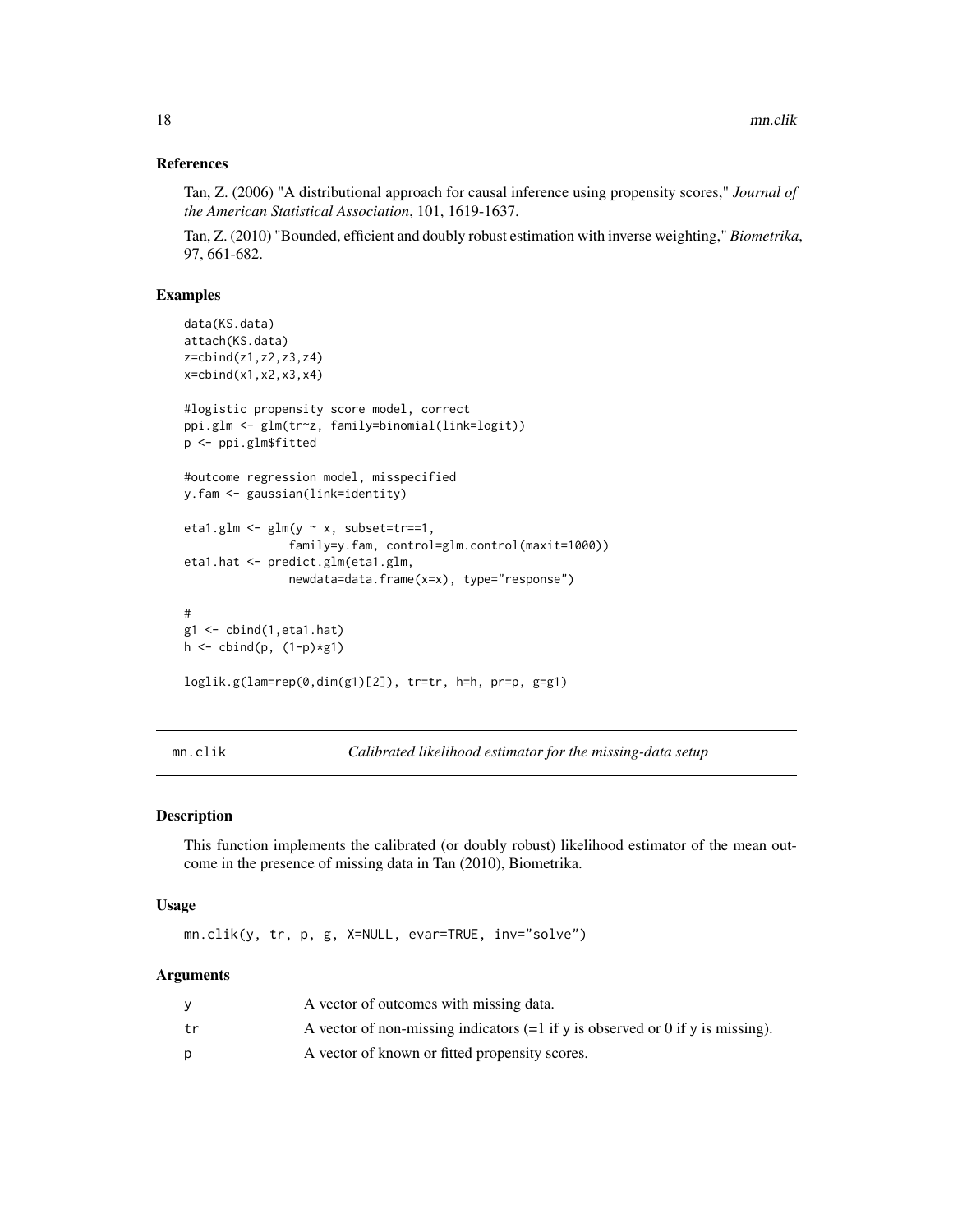## References

Tan, Z. (2006) "A distributional approach for causal inference using propensity scores," *Journal of the American Statistical Association*, 101, 1619-1637.

Tan, Z. (2010) "Bounded, efficient and doubly robust estimation with inverse weighting," *Biometrika*, 97, 661-682.

## Examples

```
data(KS.data)
attach(KS.data)
z=cbind(z1,z2,z3,z4)
x=cbind(x1,x2,x3,x4)

#logistic propensity score model, correct
ppi.glm <- glm(tr~z, family=binomial(link=logit))
p <- ppi.glm$fitted

#outcome regression model, misspecified
y.fam <- gaussian(link=identity)

eta1.glm <- glm(y ~ x, subset=tr==1,
              family=y.fam, control=glm.control(maxit=1000))
eta1.hat <- predict.glm(eta1.glm,
              newdata=data.frame(x=x), type="response")

#
g1 <- cbind(1,eta1.hat)
h <- cbind(p, (1-p)*g1)

loglik.g(lam=rep(0,dim(g1)[2]), tr=tr, h=h, pr=p, g=g1)
```

---

# mn.clik — *Calibrated likelihood estimator for the missing-data setup*

## Description

This function implements the calibrated (or doubly robust) likelihood estimator of the mean outcome in the presence of missing data in Tan (2010), Biometrika.

## Usage

```
mn.clik(y, tr, p, g, X=NULL, evar=TRUE, inv="solve")
```

## Arguments

| | |
|---|---|
| y | A vector of outcomes with missing data. |
| tr | A vector of non-missing indicators (=1 if y is observed or 0 if y is missing). |
| p | A vector of known or fitted propensity scores. |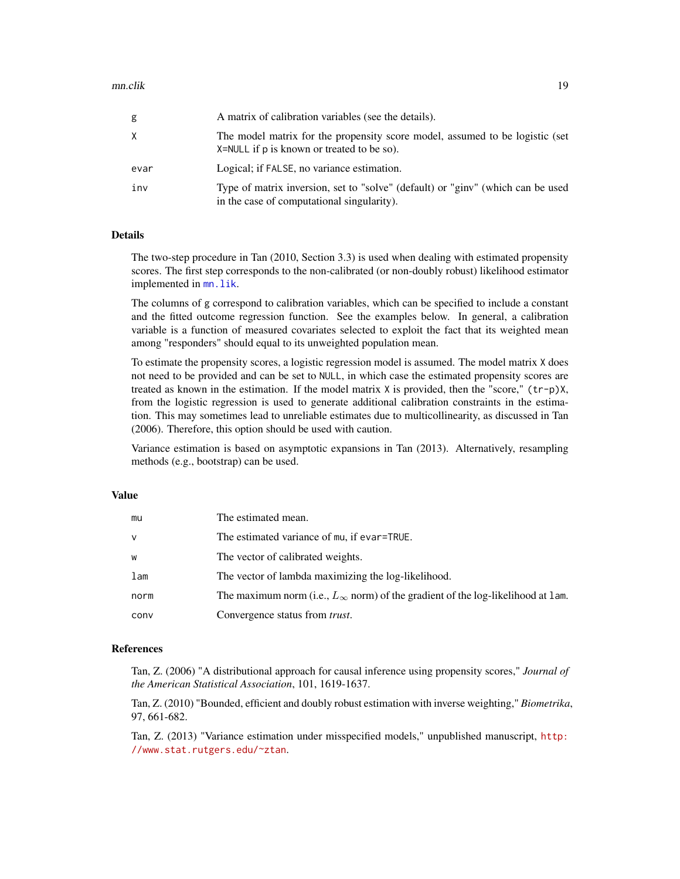| | |
|---|---|
| `g` | A matrix of calibration variables (see the details). |
| `X` | The model matrix for the propensity score model, assumed to be logistic (set `X=NULL` if `p` is known or treated to be so). |
| `evar` | Logical; if `FALSE`, no variance estimation. |
| `inv` | Type of matrix inversion, set to "solve" (default) or "ginv" (which can be used in the case of computational singularity). |

## Details

The two-step procedure in Tan (2010, Section 3.3) is used when dealing with estimated propensity scores. The first step corresponds to the non-calibrated (or non-doubly robust) likelihood estimator implemented in `mn.lik`.

The columns of `g` correspond to calibration variables, which can be specified to include a constant and the fitted outcome regression function. See the examples below. In general, a calibration variable is a function of measured covariates selected to exploit the fact that its weighted mean among "responders" should equal to its unweighted population mean.

To estimate the propensity scores, a logistic regression model is assumed. The model matrix `X` does not need to be provided and can be set to `NULL`, in which case the estimated propensity scores are treated as known in the estimation. If the model matrix `X` is provided, then the "score," `(tr-p)X`, from the logistic regression is used to generate additional calibration constraints in the estimation. This may sometimes lead to unreliable estimates due to multicollinearity, as discussed in Tan (2006). Therefore, this option should be used with caution.

Variance estimation is based on asymptotic expansions in Tan (2013). Alternatively, resampling methods (e.g., bootstrap) can be used.

## Value

| | |
|---|---|
| `mu` | The estimated mean. |
| `v` | The estimated variance of `mu`, if `evar=TRUE`. |
| `w` | The vector of calibrated weights. |
| `lam` | The vector of lambda maximizing the log-likelihood. |
| `norm` | The maximum norm (i.e., $L_\infty$ norm) of the gradient of the log-likelihood at `lam`. |
| `conv` | Convergence status from *trust*. |

## References

Tan, Z. (2006) "A distributional approach for causal inference using propensity scores," *Journal of the American Statistical Association*, 101, 1619-1637.

Tan, Z. (2010) "Bounded, efficient and doubly robust estimation with inverse weighting," *Biometrika*, 97, 661-682.

Tan, Z. (2013) "Variance estimation under misspecified models," unpublished manuscript, http://www.stat.rutgers.edu/~ztan.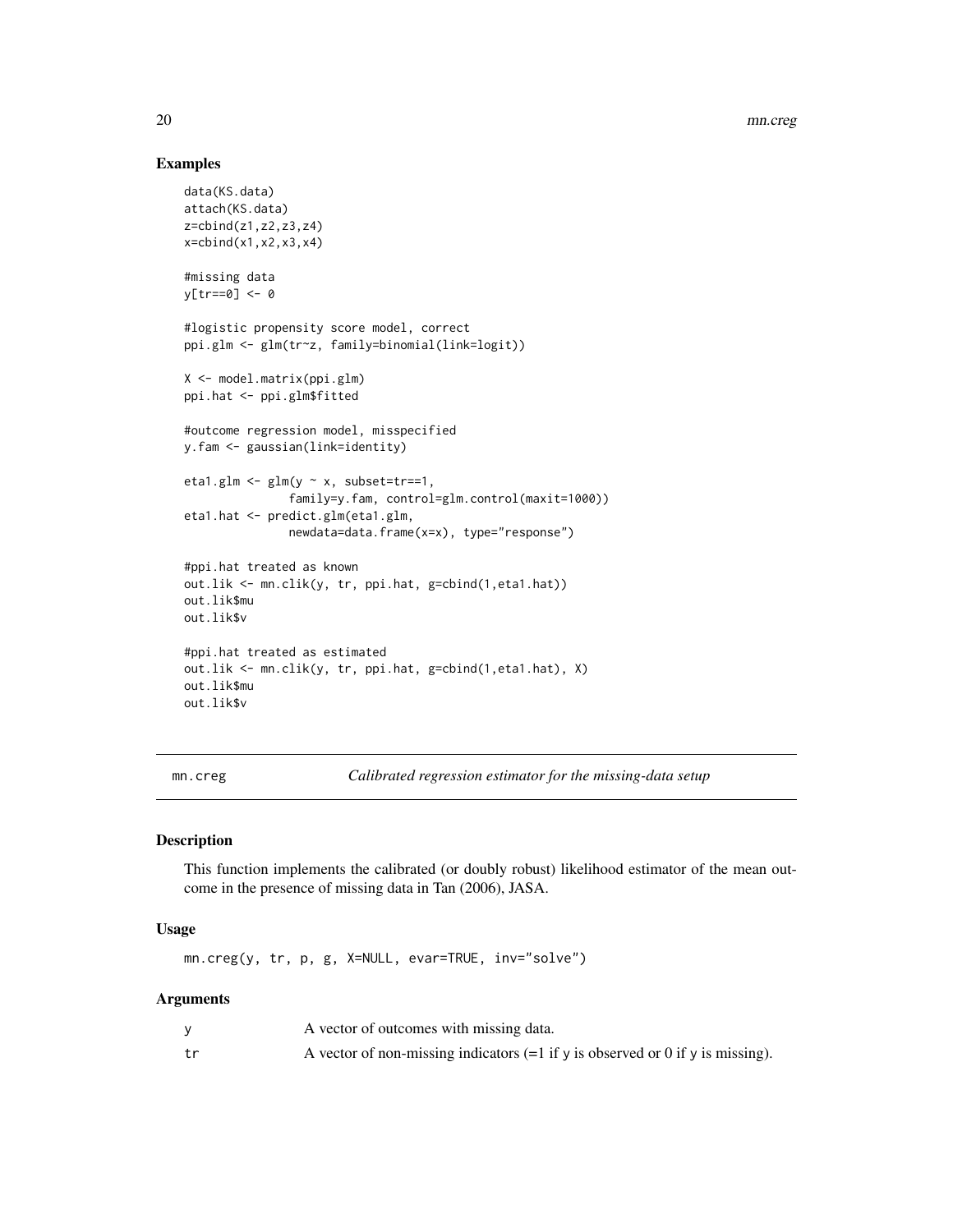## Examples

```
data(KS.data)
attach(KS.data)
z=cbind(z1,z2,z3,z4)
x=cbind(x1,x2,x3,x4)

#missing data
y[tr==0] <- 0

#logistic propensity score model, correct
ppi.glm <- glm(tr~z, family=binomial(link=logit))

X <- model.matrix(ppi.glm)
ppi.hat <- ppi.glm$fitted

#outcome regression model, misspecified
y.fam <- gaussian(link=identity)

eta1.glm <- glm(y ~ x, subset=tr==1,
               family=y.fam, control=glm.control(maxit=1000))
eta1.hat <- predict.glm(eta1.glm,
               newdata=data.frame(x=x), type="response")

#ppi.hat treated as known
out.lik <- mn.clik(y, tr, ppi.hat, g=cbind(1,eta1.hat))
out.lik$mu
out.lik$v

#ppi.hat treated as estimated
out.lik <- mn.clik(y, tr, ppi.hat, g=cbind(1,eta1.hat), X)
out.lik$mu
out.lik$v
```

---

# mn.creg — *Calibrated regression estimator for the missing-data setup*

## Description

This function implements the calibrated (or doubly robust) likelihood estimator of the mean outcome in the presence of missing data in Tan (2006), JASA.

## Usage

```
mn.creg(y, tr, p, g, X=NULL, evar=TRUE, inv="solve")
```

## Arguments

| | |
|---|---|
| y | A vector of outcomes with missing data. |
| tr | A vector of non-missing indicators (=1 if y is observed or 0 if y is missing). |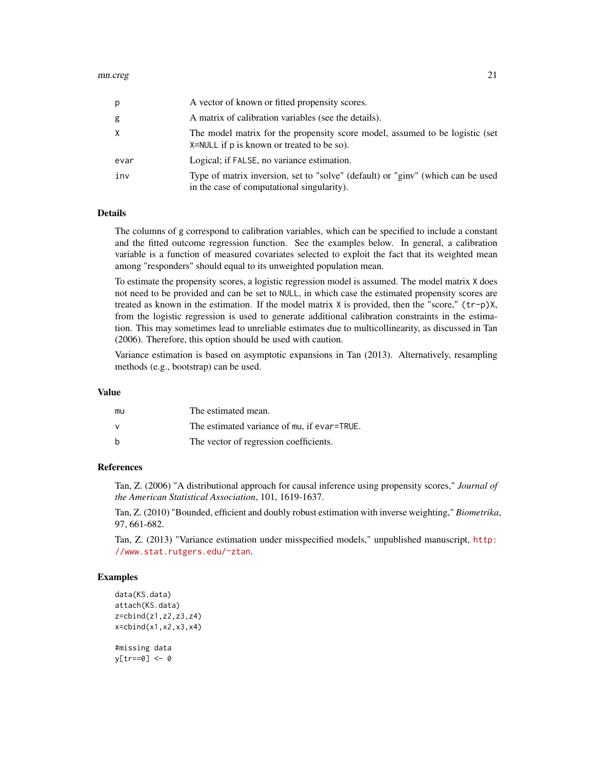| | |
|---|---|
| p | A vector of known or fitted propensity scores. |
| g | A matrix of calibration variables (see the details). |
| X | The model matrix for the propensity score model, assumed to be logistic (set X=NULL if p is known or treated to be so). |
| evar | Logical; if FALSE, no variance estimation. |
| inv | Type of matrix inversion, set to "solve" (default) or "ginv" (which can be used in the case of computational singularity). |

## Details

The columns of g correspond to calibration variables, which can be specified to include a constant and the fitted outcome regression function. See the examples below. In general, a calibration variable is a function of measured covariates selected to exploit the fact that its weighted mean among "responders" should equal to its unweighted population mean.

To estimate the propensity scores, a logistic regression model is assumed. The model matrix X does not need to be provided and can be set to NULL, in which case the estimated propensity scores are treated as known in the estimation. If the model matrix X is provided, then the "score," (tr-p)X, from the logistic regression is used to generate additional calibration constraints in the estimation. This may sometimes lead to unreliable estimates due to multicollinearity, as discussed in Tan (2006). Therefore, this option should be used with caution.

Variance estimation is based on asymptotic expansions in Tan (2013). Alternatively, resampling methods (e.g., bootstrap) can be used.

## Value

| | |
|---|---|
| mu | The estimated mean. |
| v | The estimated variance of mu, if evar=TRUE. |
| b | The vector of regression coefficients. |

## References

Tan, Z. (2006) "A distributional approach for causal inference using propensity scores," *Journal of the American Statistical Association*, 101, 1619-1637.

Tan, Z. (2010) "Bounded, efficient and doubly robust estimation with inverse weighting," *Biometrika*, 97, 661-682.

Tan, Z. (2013) "Variance estimation under misspecified models," unpublished manuscript, http://www.stat.rutgers.edu/~ztan.

## Examples

```
data(KS.data)
attach(KS.data)
z=cbind(z1,z2,z3,z4)
x=cbind(x1,x2,x3,x4)

#missing data
y[tr==0] <- 0
```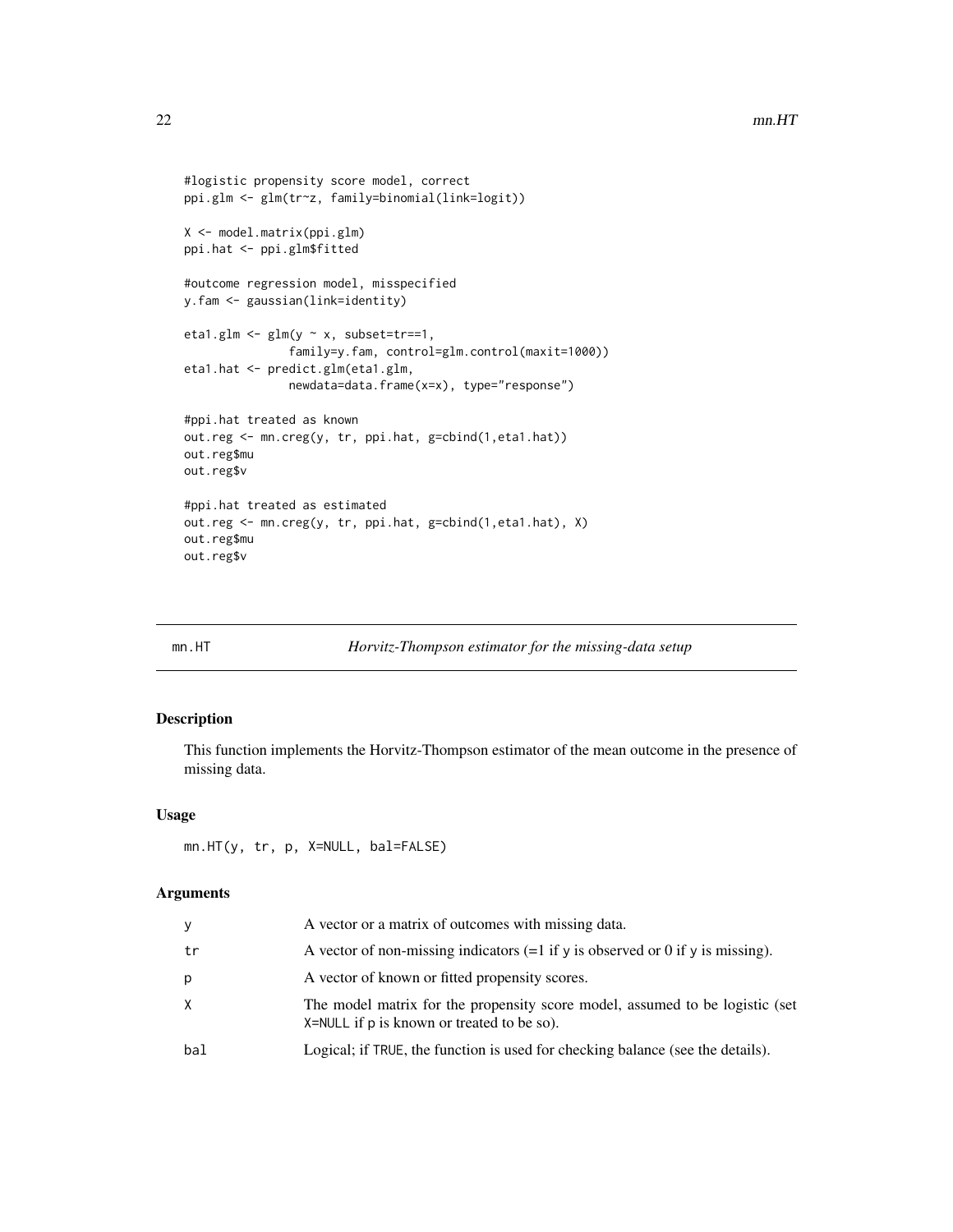```
#logistic propensity score model, correct
ppi.glm <- glm(tr~z, family=binomial(link=logit))

X <- model.matrix(ppi.glm)
ppi.hat <- ppi.glm$fitted

#outcome regression model, misspecified
y.fam <- gaussian(link=identity)

eta1.glm <- glm(y ~ x, subset=tr==1,
                family=y.fam, control=glm.control(maxit=1000))
eta1.hat <- predict.glm(eta1.glm,
                newdata=data.frame(x=x), type="response")

#ppi.hat treated as known
out.reg <- mn.creg(y, tr, ppi.hat, g=cbind(1,eta1.hat))
out.reg$mu
out.reg$v

#ppi.hat treated as estimated
out.reg <- mn.creg(y, tr, ppi.hat, g=cbind(1,eta1.hat), X)
out.reg$mu
out.reg$v
```

---

## mn.HT — *Horvitz-Thompson estimator for the missing-data setup*

### Description

This function implements the Horvitz-Thompson estimator of the mean outcome in the presence of missing data.

### Usage

```
mn.HT(y, tr, p, X=NULL, bal=FALSE)
```

### Arguments

| | |
|---|---|
| y | A vector or a matrix of outcomes with missing data. |
| tr | A vector of non-missing indicators (=1 if y is observed or 0 if y is missing). |
| p | A vector of known or fitted propensity scores. |
| X | The model matrix for the propensity score model, assumed to be logistic (set X=NULL if p is known or treated to be so). |
| bal | Logical; if TRUE, the function is used for checking balance (see the details). |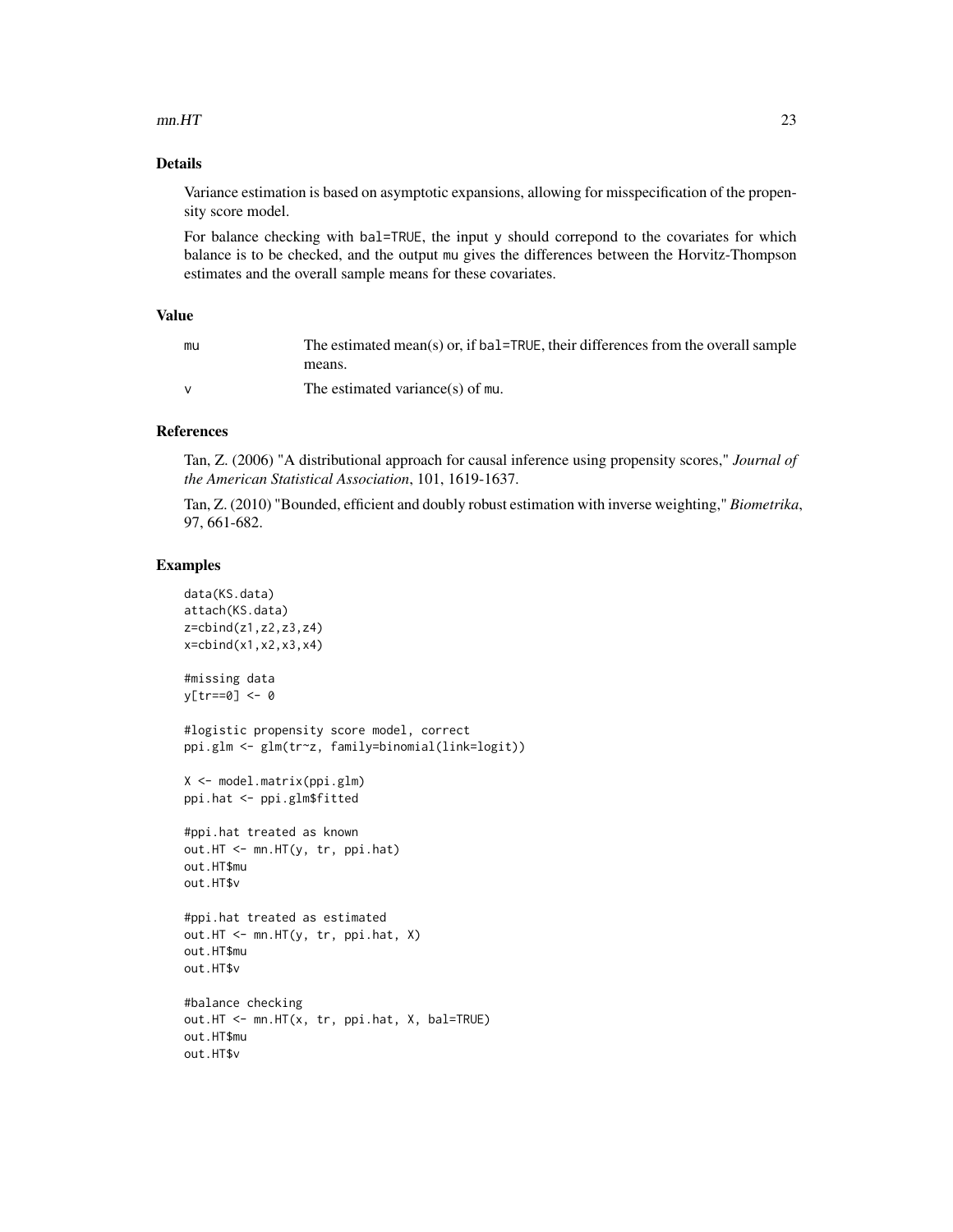## Details

Variance estimation is based on asymptotic expansions, allowing for misspecification of the propensity score model.

For balance checking with `bal=TRUE`, the input `y` should correpond to the covariates for which balance is to be checked, and the output `mu` gives the differences between the Horvitz-Thompson estimates and the overall sample means for these covariates.

## Value

| | |
|---|---|
| `mu` | The estimated mean(s) or, if `bal=TRUE`, their differences from the overall sample means. |
| `v` | The estimated variance(s) of `mu`. |

## References

Tan, Z. (2006) "A distributional approach for causal inference using propensity scores," *Journal of the American Statistical Association*, 101, 1619-1637.

Tan, Z. (2010) "Bounded, efficient and doubly robust estimation with inverse weighting," *Biometrika*, 97, 661-682.

## Examples

```
data(KS.data)
attach(KS.data)
z=cbind(z1,z2,z3,z4)
x=cbind(x1,x2,x3,x4)

#missing data
y[tr==0] <- 0

#logistic propensity score model, correct
ppi.glm <- glm(tr~z, family=binomial(link=logit))

X <- model.matrix(ppi.glm)
ppi.hat <- ppi.glm$fitted

#ppi.hat treated as known
out.HT <- mn.HT(y, tr, ppi.hat)
out.HT$mu
out.HT$v

#ppi.hat treated as estimated
out.HT <- mn.HT(y, tr, ppi.hat, X)
out.HT$mu
out.HT$v

#balance checking
out.HT <- mn.HT(x, tr, ppi.hat, X, bal=TRUE)
out.HT$mu
out.HT$v
```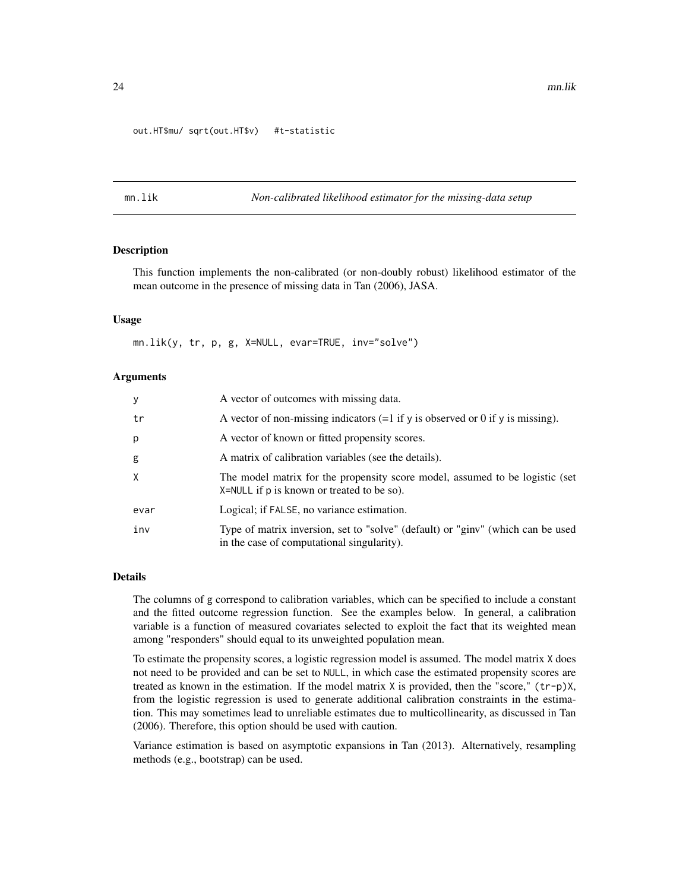```
out.HT$mu/ sqrt(out.HT$v)   #t-statistic
```

---

## mn.lik — *Non-calibrated likelihood estimator for the missing-data setup*

### Description

This function implements the non-calibrated (or non-doubly robust) likelihood estimator of the mean outcome in the presence of missing data in Tan (2006), JASA.

### Usage

```
mn.lik(y, tr, p, g, X=NULL, evar=TRUE, inv="solve")
```

### Arguments

| | |
|---|---|
| y | A vector of outcomes with missing data. |
| tr | A vector of non-missing indicators (=1 if y is observed or 0 if y is missing). |
| p | A vector of known or fitted propensity scores. |
| g | A matrix of calibration variables (see the details). |
| X | The model matrix for the propensity score model, assumed to be logistic (set X=NULL if p is known or treated to be so). |
| evar | Logical; if FALSE, no variance estimation. |
| inv | Type of matrix inversion, set to "solve" (default) or "ginv" (which can be used in the case of computational singularity). |

### Details

The columns of g correspond to calibration variables, which can be specified to include a constant and the fitted outcome regression function. See the examples below. In general, a calibration variable is a function of measured covariates selected to exploit the fact that its weighted mean among "responders" should equal to its unweighted population mean.

To estimate the propensity scores, a logistic regression model is assumed. The model matrix X does not need to be provided and can be set to NULL, in which case the estimated propensity scores are treated as known in the estimation. If the model matrix X is provided, then the "score," (tr-p)X, from the logistic regression is used to generate additional calibration constraints in the estimation. This may sometimes lead to unreliable estimates due to multicollinearity, as discussed in Tan (2006). Therefore, this option should be used with caution.

Variance estimation is based on asymptotic expansions in Tan (2013). Alternatively, resampling methods (e.g., bootstrap) can be used.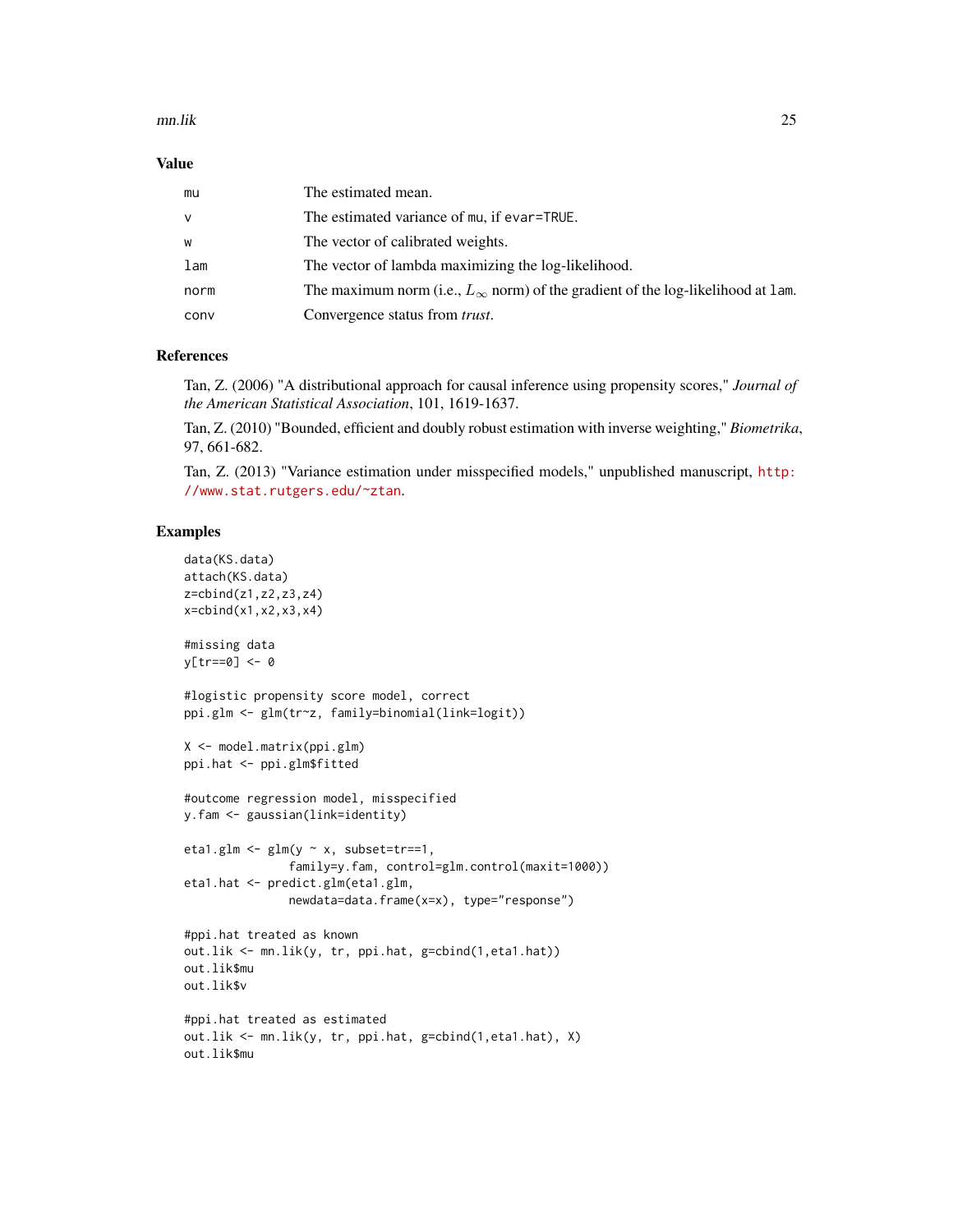## Value

| | |
|---|---|
| mu | The estimated mean. |
| v | The estimated variance of mu, if evar=TRUE. |
| w | The vector of calibrated weights. |
| lam | The vector of lambda maximizing the log-likelihood. |
| norm | The maximum norm (i.e., $L_\infty$ norm) of the gradient of the log-likelihood at lam. |
| conv | Convergence status from *trust*. |

## References

Tan, Z. (2006) "A distributional approach for causal inference using propensity scores," *Journal of the American Statistical Association*, 101, 1619-1637.

Tan, Z. (2010) "Bounded, efficient and doubly robust estimation with inverse weighting," *Biometrika*, 97, 661-682.

Tan, Z. (2013) "Variance estimation under misspecified models," unpublished manuscript, http://www.stat.rutgers.edu/~ztan.

## Examples

```
data(KS.data)
attach(KS.data)
z=cbind(z1,z2,z3,z4)
x=cbind(x1,x2,x3,x4)

#missing data
y[tr==0] <- 0

#logistic propensity score model, correct
ppi.glm <- glm(tr~z, family=binomial(link=logit))

X <- model.matrix(ppi.glm)
ppi.hat <- ppi.glm$fitted

#outcome regression model, misspecified
y.fam <- gaussian(link=identity)

eta1.glm <- glm(y ~ x, subset=tr==1,
                family=y.fam, control=glm.control(maxit=1000))
eta1.hat <- predict.glm(eta1.glm,
                newdata=data.frame(x=x), type="response")

#ppi.hat treated as known
out.lik <- mn.lik(y, tr, ppi.hat, g=cbind(1,eta1.hat))
out.lik$mu
out.lik$v

#ppi.hat treated as estimated
out.lik <- mn.lik(y, tr, ppi.hat, g=cbind(1,eta1.hat), X)
out.lik$mu
```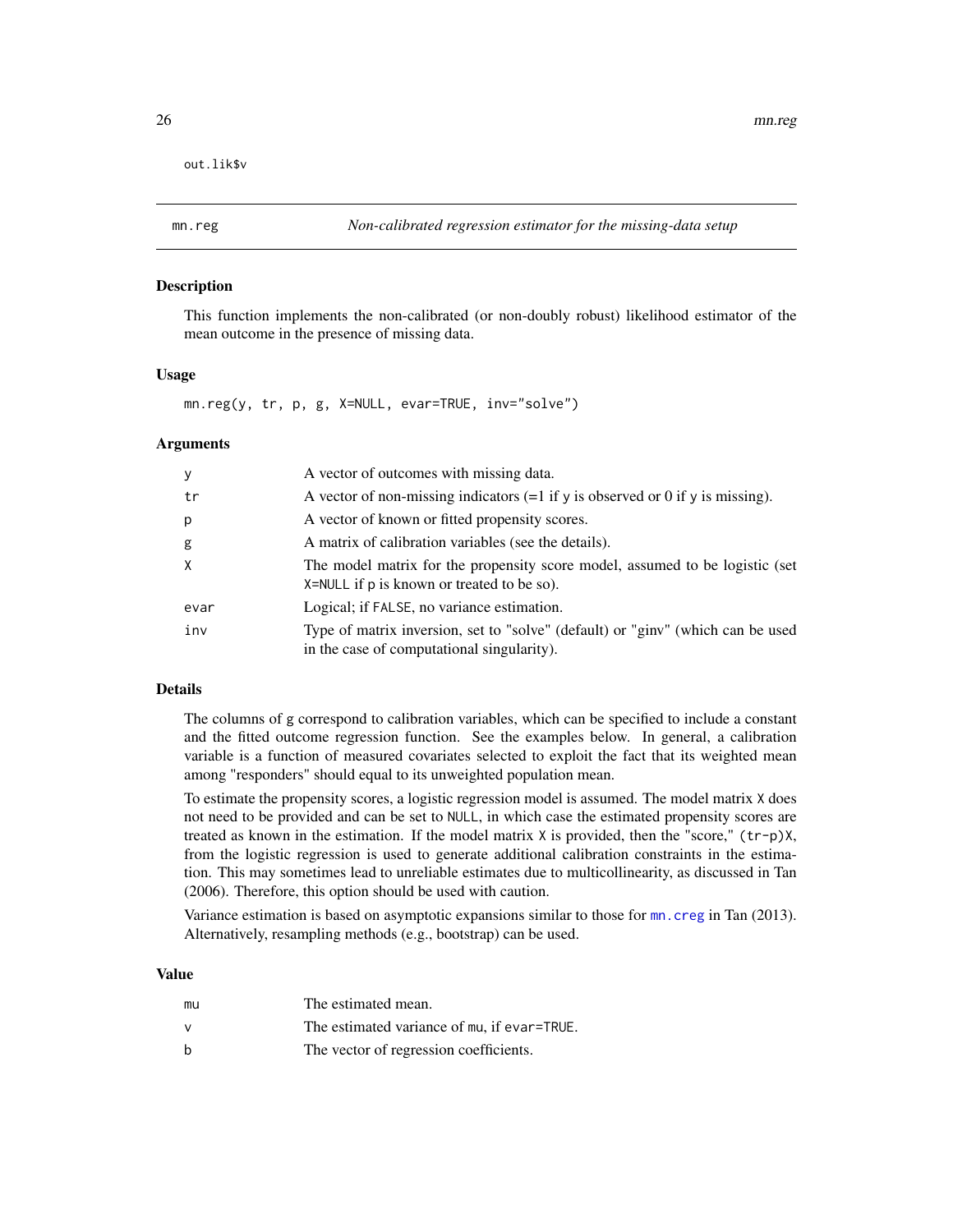```
out.lik$v
```

## mn.reg — *Non-calibrated regression estimator for the missing-data setup*

### Description

This function implements the non-calibrated (or non-doubly robust) likelihood estimator of the mean outcome in the presence of missing data.

### Usage

```
mn.reg(y, tr, p, g, X=NULL, evar=TRUE, inv="solve")
```

### Arguments

| | |
|---|---|
| `y` | A vector of outcomes with missing data. |
| `tr` | A vector of non-missing indicators (=1 if `y` is observed or 0 if `y` is missing). |
| `p` | A vector of known or fitted propensity scores. |
| `g` | A matrix of calibration variables (see the details). |
| `X` | The model matrix for the propensity score model, assumed to be logistic (set `X=NULL` if `p` is known or treated to be so). |
| `evar` | Logical; if `FALSE`, no variance estimation. |
| `inv` | Type of matrix inversion, set to "solve" (default) or "ginv" (which can be used in the case of computational singularity). |

### Details

The columns of `g` correspond to calibration variables, which can be specified to include a constant and the fitted outcome regression function. See the examples below. In general, a calibration variable is a function of measured covariates selected to exploit the fact that its weighted mean among "responders" should equal to its unweighted population mean.

To estimate the propensity scores, a logistic regression model is assumed. The model matrix `X` does not need to be provided and can be set to `NULL`, in which case the estimated propensity scores are treated as known in the estimation. If the model matrix `X` is provided, then the "score," `(tr-p)X`, from the logistic regression is used to generate additional calibration constraints in the estimation. This may sometimes lead to unreliable estimates due to multicollinearity, as discussed in Tan (2006). Therefore, this option should be used with caution.

Variance estimation is based on asymptotic expansions similar to those for `mn.creg` in Tan (2013). Alternatively, resampling methods (e.g., bootstrap) can be used.

### Value

| | |
|---|---|
| `mu` | The estimated mean. |
| `v` | The estimated variance of `mu`, if `evar=TRUE`. |
| `b` | The vector of regression coefficients. |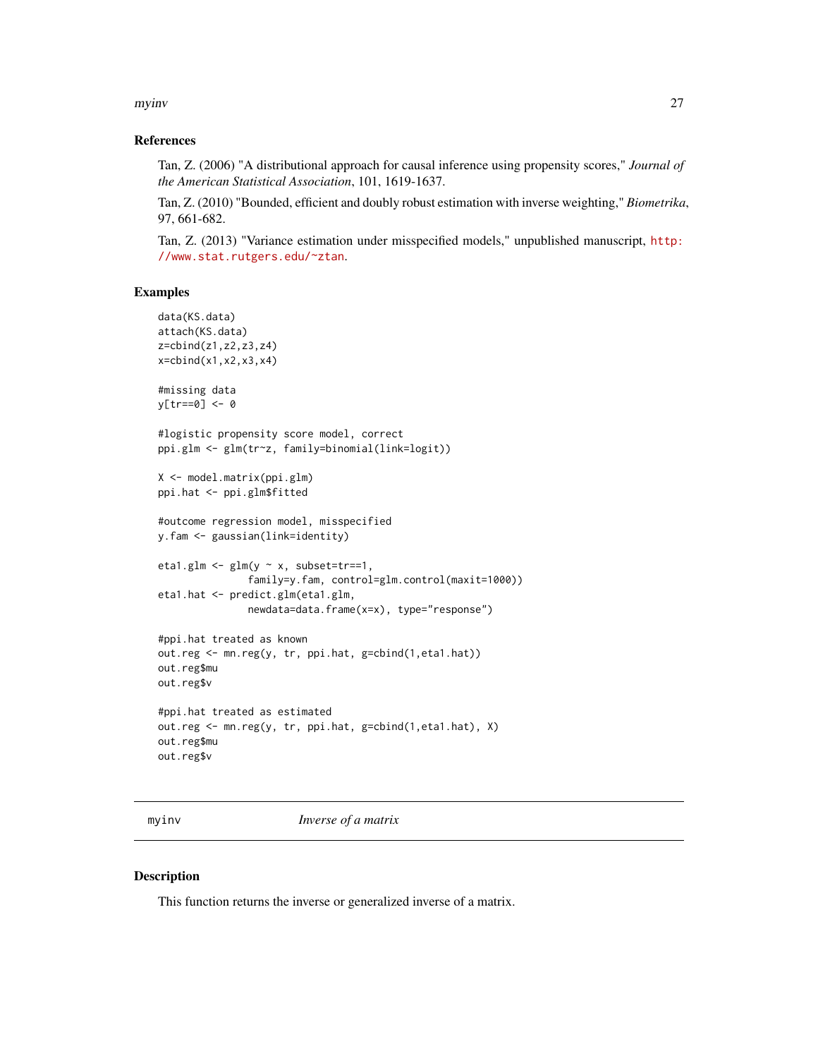### References

Tan, Z. (2006) "A distributional approach for causal inference using propensity scores," *Journal of the American Statistical Association*, 101, 1619-1637.

Tan, Z. (2010) "Bounded, efficient and doubly robust estimation with inverse weighting," *Biometrika*, 97, 661-682.

Tan, Z. (2013) "Variance estimation under misspecified models," unpublished manuscript, http://www.stat.rutgers.edu/~ztan.

### Examples

```
data(KS.data)
attach(KS.data)
z=cbind(z1,z2,z3,z4)
x=cbind(x1,x2,x3,x4)

#missing data
y[tr==0] <- 0

#logistic propensity score model, correct
ppi.glm <- glm(tr~z, family=binomial(link=logit))

X <- model.matrix(ppi.glm)
ppi.hat <- ppi.glm$fitted

#outcome regression model, misspecified
y.fam <- gaussian(link=identity)

eta1.glm <- glm(y ~ x, subset=tr==1,
                family=y.fam, control=glm.control(maxit=1000))
eta1.hat <- predict.glm(eta1.glm,
                newdata=data.frame(x=x), type="response")

#ppi.hat treated as known
out.reg <- mn.reg(y, tr, ppi.hat, g=cbind(1,eta1.hat))
out.reg$mu
out.reg$v

#ppi.hat treated as estimated
out.reg <- mn.reg(y, tr, ppi.hat, g=cbind(1,eta1.hat), X)
out.reg$mu
out.reg$v
```

---

## myinv *Inverse of a matrix*

---

### Description

This function returns the inverse or generalized inverse of a matrix.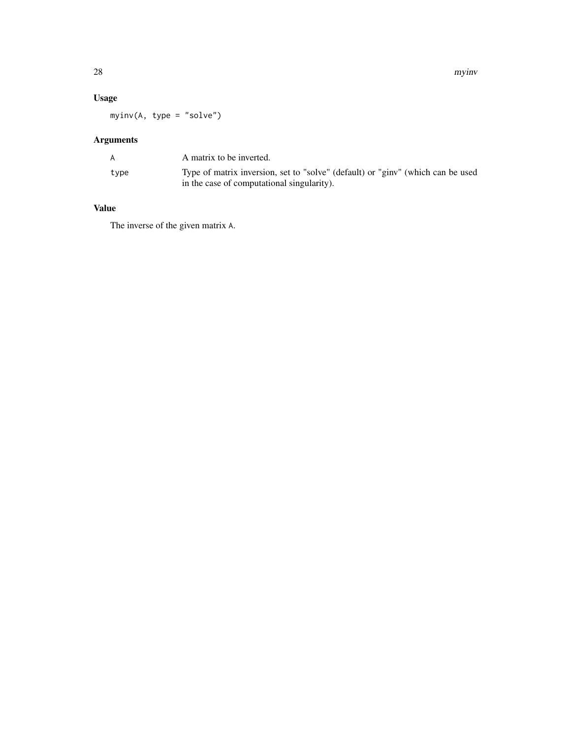### Usage

```
myinv(A, type = "solve")
```

### Arguments

| | |
|---|---|
| A | A matrix to be inverted. |
| type | Type of matrix inversion, set to "solve" (default) or "ginv" (which can be used in the case of computational singularity). |

### Value

The inverse of the given matrix A.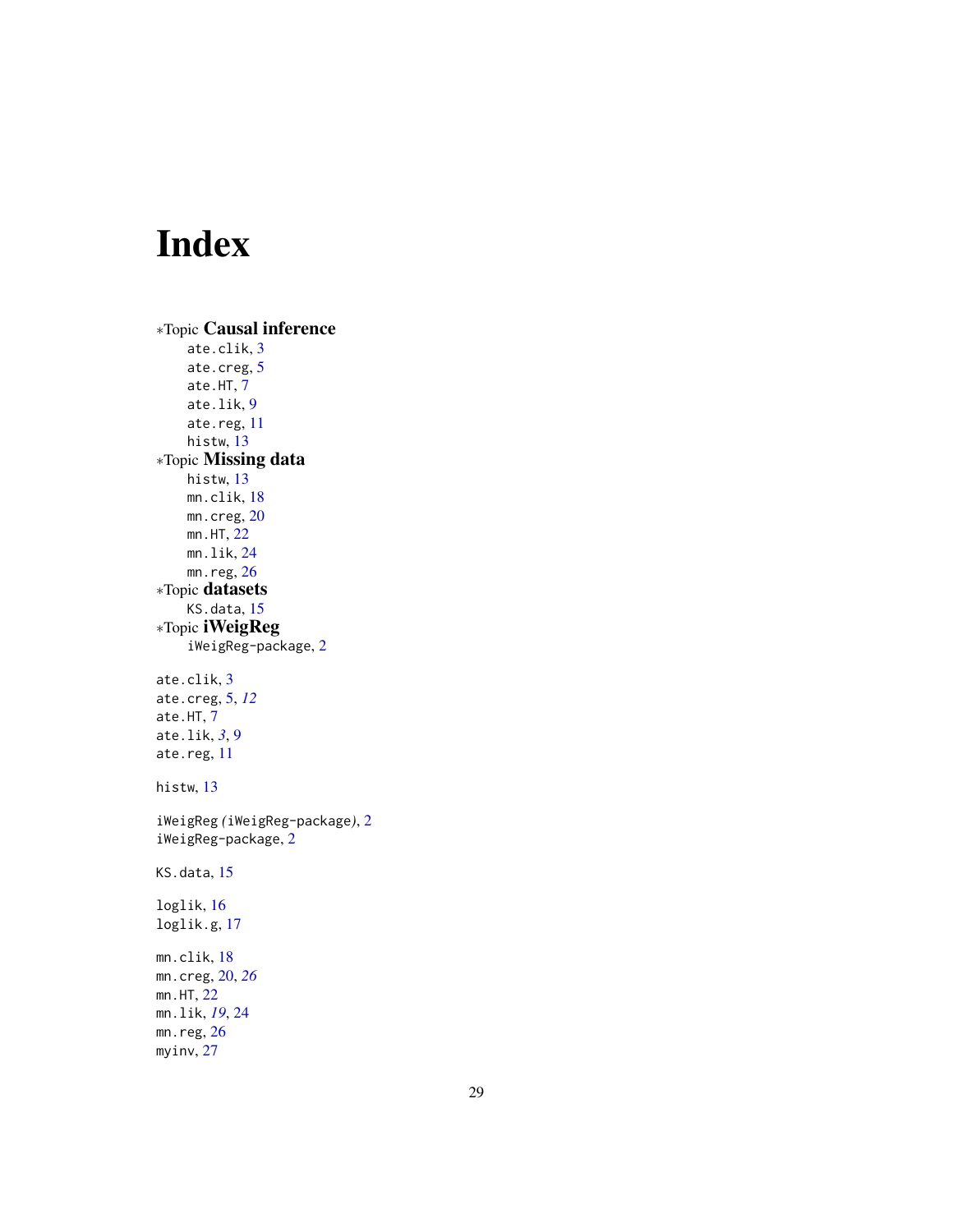# Index

∗Topic **Causal inference**

- ate.clik, 3
- ate.creg, 5
- ate.HT, 7
- ate.lik, 9
- ate.reg, 11
- histw, 13

∗Topic **Missing data**

- histw, 13
- mn.clik, 18
- mn.creg, 20
- mn.HT, 22
- mn.lik, 24
- mn.reg, 26

∗Topic **datasets**

- KS.data, 15

∗Topic **iWeigReg**

- iWeigReg-package, 2

ate.clik, 3
ate.creg, 5, *12*
ate.HT, 7
ate.lik, *3*, 9
ate.reg, 11

histw, 13

iWeigReg *(*iWeigReg-package*)*, 2
iWeigReg-package, 2

KS.data, 15

loglik, 16
loglik.g, 17

mn.clik, 18
mn.creg, 20, *26*
mn.HT, 22
mn.lik, *19*, 24
mn.reg, 26
myinv, 27